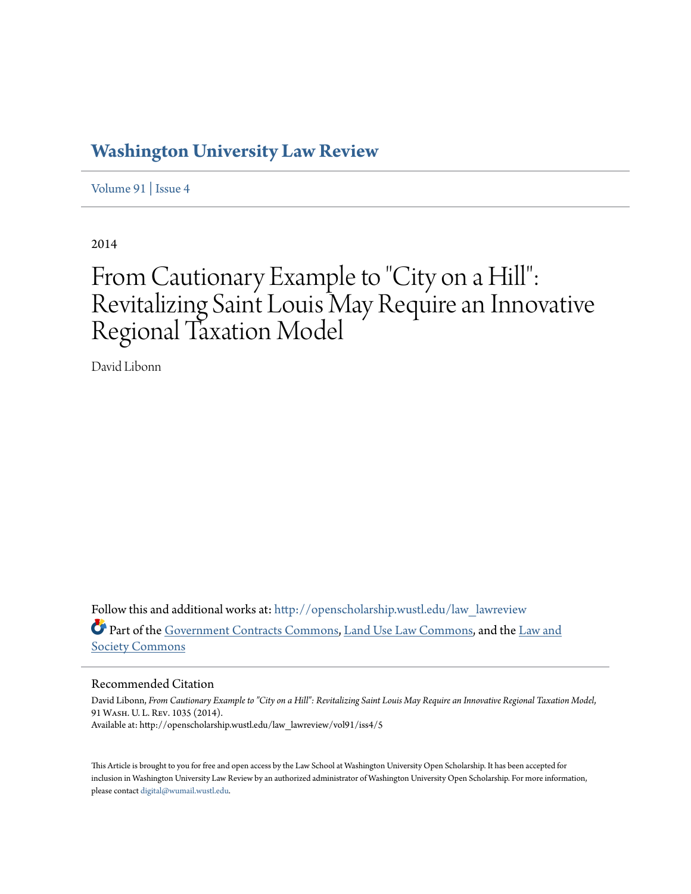# Washington University Law Review

Volume 91 | Issue 4

2014

# From Cautionary Example to "City on a Hill": Revitalizing Saint Louis May Require an Innovative Regional Taxation Model

David Libonn

Follow this and additional works at: http://openscholarship.wustl.edu/law_lawreview

Part of the Government Contracts Commons, Land Use Law Commons, and the Law and Society Commons

## Recommended Citation

David Libonn, *From Cautionary Example to "City on a Hill": Revitalizing Saint Louis May Require an Innovative Regional Taxation Model,* 91 Wash. U. L. Rev. 1035 (2014).
Available at: http://openscholarship.wustl.edu/law_lawreview/vol91/iss4/5

This Article is brought to you for free and open access by the Law School at Washington University Open Scholarship. It has been accepted for inclusion in Washington University Law Review by an authorized administrator of Washington University Open Scholarship. For more information, please contact digital@wumail.wustl.edu.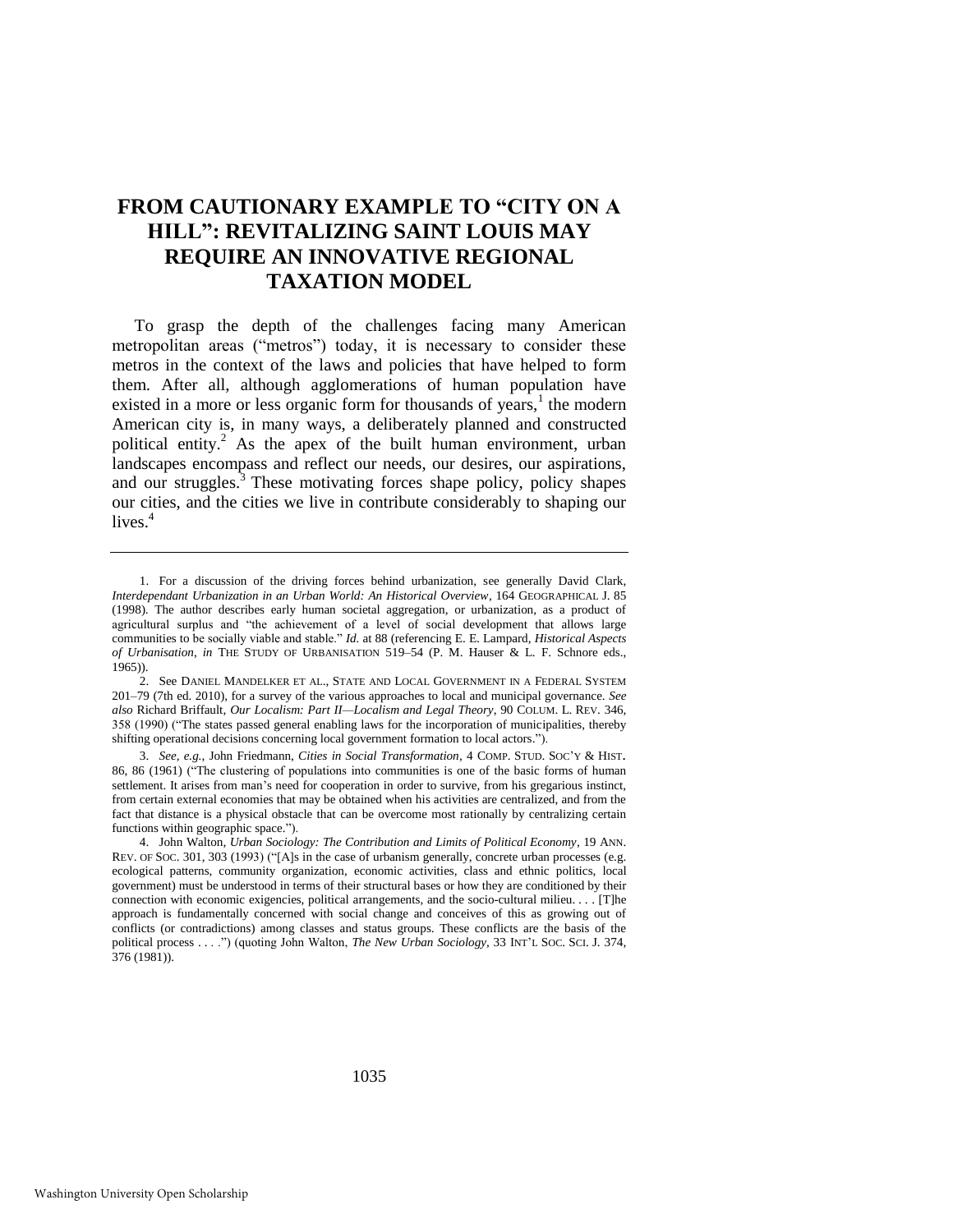# FROM CAUTIONARY EXAMPLE TO "CITY ON A HILL": REVITALIZING SAINT LOUIS MAY REQUIRE AN INNOVATIVE REGIONAL TAXATION MODEL

To grasp the depth of the challenges facing many American metropolitan areas ("metros") today, it is necessary to consider these metros in the context of the laws and policies that have helped to form them. After all, although agglomerations of human population have existed in a more or less organic form for thousands of years,[1] the modern American city is, in many ways, a deliberately planned and constructed political entity.[2] As the apex of the built human environment, urban landscapes encompass and reflect our needs, our desires, our aspirations, and our struggles.[3] These motivating forces shape policy, policy shapes our cities, and the cities we live in contribute considerably to shaping our lives.[4]

---

1. For a discussion of the driving forces behind urbanization, see generally David Clark, *Interdependant Urbanization in an Urban World: An Historical Overview*, 164 GEOGRAPHICAL J. 85 (1998). The author describes early human societal aggregation, or urbanization, as a product of agricultural surplus and "the achievement of a level of social development that allows large communities to be socially viable and stable." *Id.* at 88 (referencing E. E. Lampard, *Historical Aspects of Urbanisation*, *in* THE STUDY OF URBANISATION 519–54 (P. M. Hauser & L. F. Schnore eds., 1965)).

2. See DANIEL MANDELKER ET AL., STATE AND LOCAL GOVERNMENT IN A FEDERAL SYSTEM 201–79 (7th ed. 2010), for a survey of the various approaches to local and municipal governance. *See also* Richard Briffault, *Our Localism: Part II—Localism and Legal Theory*, 90 COLUM. L. REV. 346, 358 (1990) ("The states passed general enabling laws for the incorporation of municipalities, thereby shifting operational decisions concerning local government formation to local actors.").

3. *See, e.g.*, John Friedmann, *Cities in Social Transformation*, 4 COMP. STUD. SOC'Y & HIST. 86, 86 (1961) ("The clustering of populations into communities is one of the basic forms of human settlement. It arises from man's need for cooperation in order to survive, from his gregarious instinct, from certain external economies that may be obtained when his activities are centralized, and from the fact that distance is a physical obstacle that can be overcome most rationally by centralizing certain functions within geographic space.").

4. John Walton, *Urban Sociology: The Contribution and Limits of Political Economy*, 19 ANN. REV. OF SOC. 301, 303 (1993) ("[A]s in the case of urbanism generally, concrete urban processes (e.g. ecological patterns, community organization, economic activities, class and ethnic politics, local government) must be understood in terms of their structural bases or how they are conditioned by their connection with economic exigencies, political arrangements, and the socio-cultural milieu. . . . [T]he approach is fundamentally concerned with social change and conceives of this as growing out of conflicts (or contradictions) among classes and status groups. These conflicts are the basis of the political process . . . .") (quoting John Walton, *The New Urban Sociology*, 33 INT'L SOC. SCI. J. 374, 376 (1981)).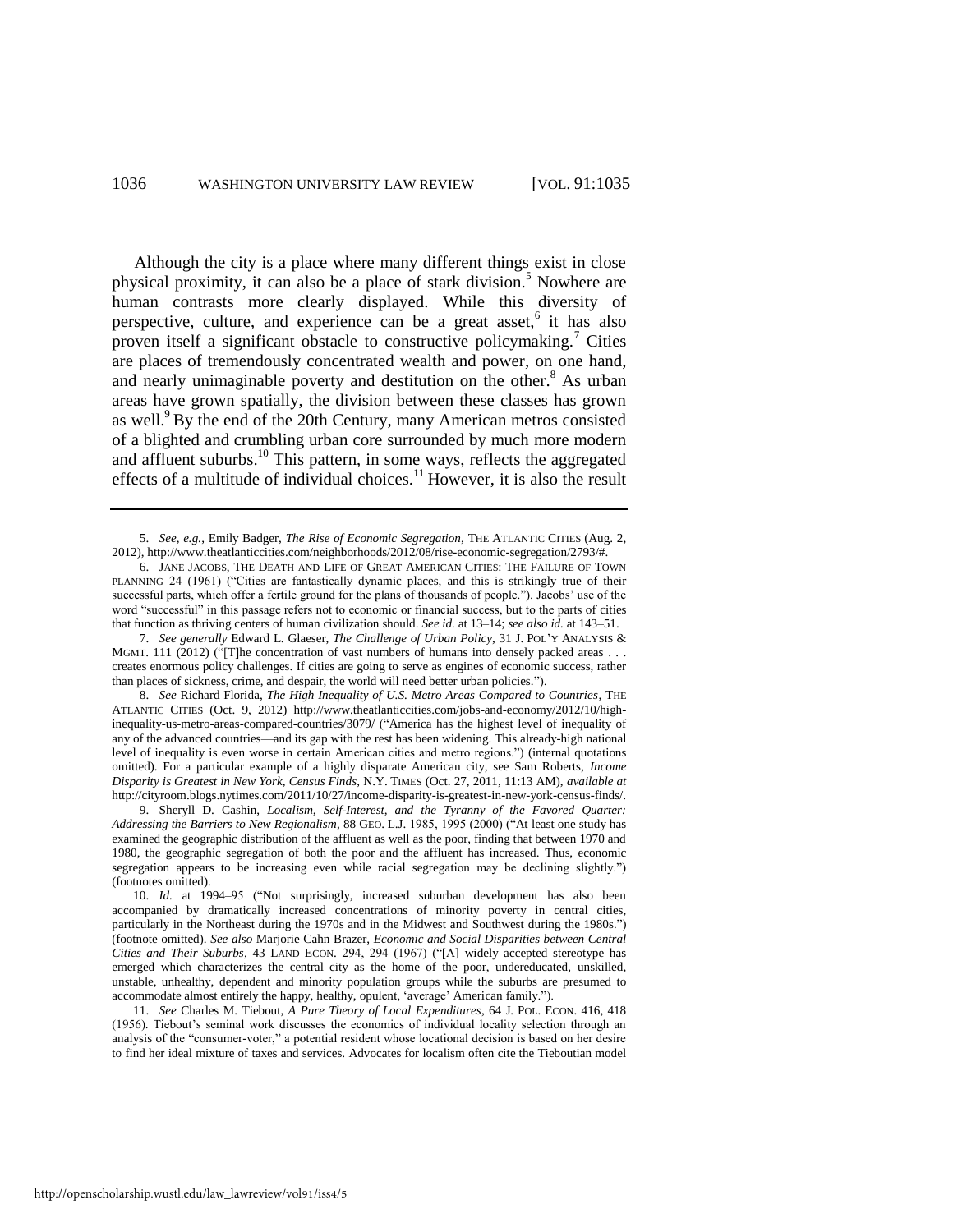Although the city is a place where many different things exist in close physical proximity, it can also be a place of stark division.[5] Nowhere are human contrasts more clearly displayed. While this diversity of perspective, culture, and experience can be a great asset,[6] it has also proven itself a significant obstacle to constructive policymaking.[7] Cities are places of tremendously concentrated wealth and power, on one hand, and nearly unimaginable poverty and destitution on the other.[8] As urban areas have grown spatially, the division between these classes has grown as well.[9] By the end of the 20th Century, many American metros consisted of a blighted and crumbling urban core surrounded by much more modern and affluent suburbs.[10] This pattern, in some ways, reflects the aggregated effects of a multitude of individual choices.[11] However, it is also the result

---

5. *See, e.g.*, Emily Badger, *The Rise of Economic Segregation*, THE ATLANTIC CITIES (Aug. 2, 2012), http://www.theatlanticcities.com/neighborhoods/2012/08/rise-economic-segregation/2793/#.

6. JANE JACOBS, THE DEATH AND LIFE OF GREAT AMERICAN CITIES: THE FAILURE OF TOWN PLANNING 24 (1961) ("Cities are fantastically dynamic places, and this is strikingly true of their successful parts, which offer a fertile ground for the plans of thousands of people."). Jacobs' use of the word "successful" in this passage refers not to economic or financial success, but to the parts of cities that function as thriving centers of human civilization should. *See id.* at 13–14; *see also id.* at 143–51.

7. *See generally* Edward L. Glaeser, *The Challenge of Urban Policy*, 31 J. POL'Y ANALYSIS & MGMT. 111 (2012) ("[T]he concentration of vast numbers of humans into densely packed areas . . . creates enormous policy challenges. If cities are going to serve as engines of economic success, rather than places of sickness, crime, and despair, the world will need better urban policies.").

8. *See* Richard Florida, *The High Inequality of U.S. Metro Areas Compared to Countries*, THE ATLANTIC CITIES (Oct. 9, 2012) http://www.theatlanticcities.com/jobs-and-economy/2012/10/high-inequality-us-metro-areas-compared-countries/3079/ ("America has the highest level of inequality of any of the advanced countries—and its gap with the rest has been widening. This already-high national level of inequality is even worse in certain American cities and metro regions.") (internal quotations omitted). For a particular example of a highly disparate American city, see Sam Roberts, *Income Disparity is Greatest in New York, Census Finds*, N.Y. TIMES (Oct. 27, 2011, 11:13 AM), *available at* http://cityroom.blogs.nytimes.com/2011/10/27/income-disparity-is-greatest-in-new-york-census-finds/.

9. Sheryll D. Cashin, *Localism, Self-Interest, and the Tyranny of the Favored Quarter: Addressing the Barriers to New Regionalism*, 88 GEO. L.J. 1985, 1995 (2000) ("At least one study has examined the geographic distribution of the affluent as well as the poor, finding that between 1970 and 1980, the geographic segregation of both the poor and the affluent has increased. Thus, economic segregation appears to be increasing even while racial segregation may be declining slightly.") (footnotes omitted).

10. *Id.* at 1994–95 ("Not surprisingly, increased suburban development has also been accompanied by dramatically increased concentrations of minority poverty in central cities, particularly in the Northeast during the 1970s and in the Midwest and Southwest during the 1980s.") (footnote omitted). *See also* Marjorie Cahn Brazer, *Economic and Social Disparities between Central Cities and Their Suburbs*, 43 LAND ECON. 294, 294 (1967) ("[A] widely accepted stereotype has emerged which characterizes the central city as the home of the poor, undereducated, unskilled, unstable, unhealthy, dependent and minority population groups while the suburbs are presumed to accommodate almost entirely the happy, healthy, opulent, 'average' American family.").

11. *See* Charles M. Tiebout, *A Pure Theory of Local Expenditures*, 64 J. POL. ECON. 416, 418 (1956). Tiebout's seminal work discusses the economics of individual locality selection through an analysis of the "consumer-voter," a potential resident whose locational decision is based on her desire to find her ideal mixture of taxes and services. Advocates for localism often cite the Tieboutian model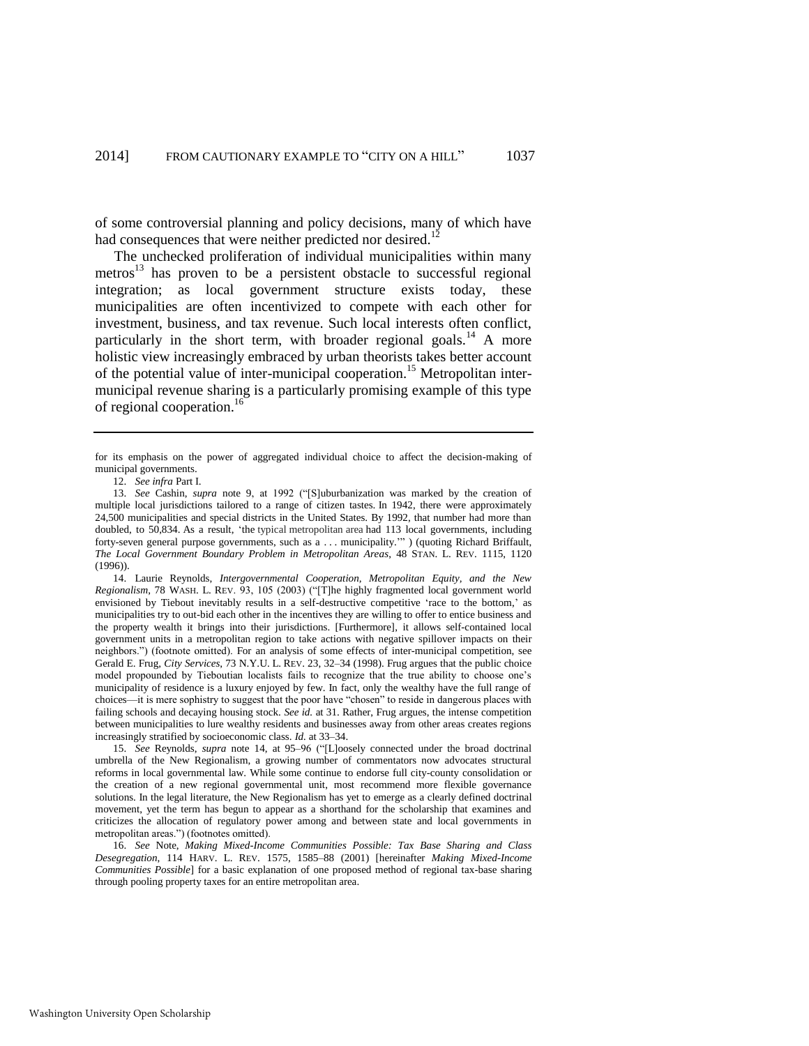of some controversial planning and policy decisions, many of which have had consequences that were neither predicted nor desired.[12]

The unchecked proliferation of individual municipalities within many metros[13] has proven to be a persistent obstacle to successful regional integration; as local government structure exists today, these municipalities are often incentivized to compete with each other for investment, business, and tax revenue. Such local interests often conflict, particularly in the short term, with broader regional goals.[14] A more holistic view increasingly embraced by urban theorists takes better account of the potential value of inter-municipal cooperation.[15] Metropolitan inter-municipal revenue sharing is a particularly promising example of this type of regional cooperation.[16]

---

for its emphasis on the power of aggregated individual choice to affect the decision-making of municipal governments.

12. *See infra* Part I.

13. *See* Cashin, *supra* note 9, at 1992 ("[S]uburbanization was marked by the creation of multiple local jurisdictions tailored to a range of citizen tastes. In 1942, there were approximately 24,500 municipalities and special districts in the United States. By 1992, that number had more than doubled, to 50,834. As a result, 'the typical metropolitan area had 113 local governments, including forty-seven general purpose governments, such as a . . . municipality.'" ) (quoting Richard Briffault, *The Local Government Boundary Problem in Metropolitan Areas*, 48 STAN. L. REV. 1115, 1120 (1996)).

14. Laurie Reynolds, *Intergovernmental Cooperation, Metropolitan Equity, and the New Regionalism*, 78 WASH. L. REV. 93, 105 (2003) ("[T]he highly fragmented local government world envisioned by Tiebout inevitably results in a self-destructive competitive 'race to the bottom,' as municipalities try to out-bid each other in the incentives they are willing to offer to entice business and the property wealth it brings into their jurisdictions. [Furthermore], it allows self-contained local government units in a metropolitan region to take actions with negative spillover impacts on their neighbors.") (footnote omitted). For an analysis of some effects of inter-municipal competition, see Gerald E. Frug, *City Services*, 73 N.Y.U. L. REV. 23, 32–34 (1998). Frug argues that the public choice model propounded by Tieboutian localists fails to recognize that the true ability to choose one's municipality of residence is a luxury enjoyed by few. In fact, only the wealthy have the full range of choices—it is mere sophistry to suggest that the poor have "chosen" to reside in dangerous places with failing schools and decaying housing stock. *See id.* at 31. Rather, Frug argues, the intense competition between municipalities to lure wealthy residents and businesses away from other areas creates regions increasingly stratified by socioeconomic class. *Id.* at 33–34.

15. *See* Reynolds, *supra* note 14, at 95–96 ("[L]oosely connected under the broad doctrinal umbrella of the New Regionalism, a growing number of commentators now advocates structural reforms in local governmental law. While some continue to endorse full city-county consolidation or the creation of a new regional governmental unit, most recommend more flexible governance solutions. In the legal literature, the New Regionalism has yet to emerge as a clearly defined doctrinal movement, yet the term has begun to appear as a shorthand for the scholarship that examines and criticizes the allocation of regulatory power among and between state and local governments in metropolitan areas.") (footnotes omitted).

16. *See* Note, *Making Mixed-Income Communities Possible: Tax Base Sharing and Class Desegregation*, 114 HARV. L. REV. 1575, 1585–88 (2001) [hereinafter *Making Mixed-Income Communities Possible*] for a basic explanation of one proposed method of regional tax-base sharing through pooling property taxes for an entire metropolitan area.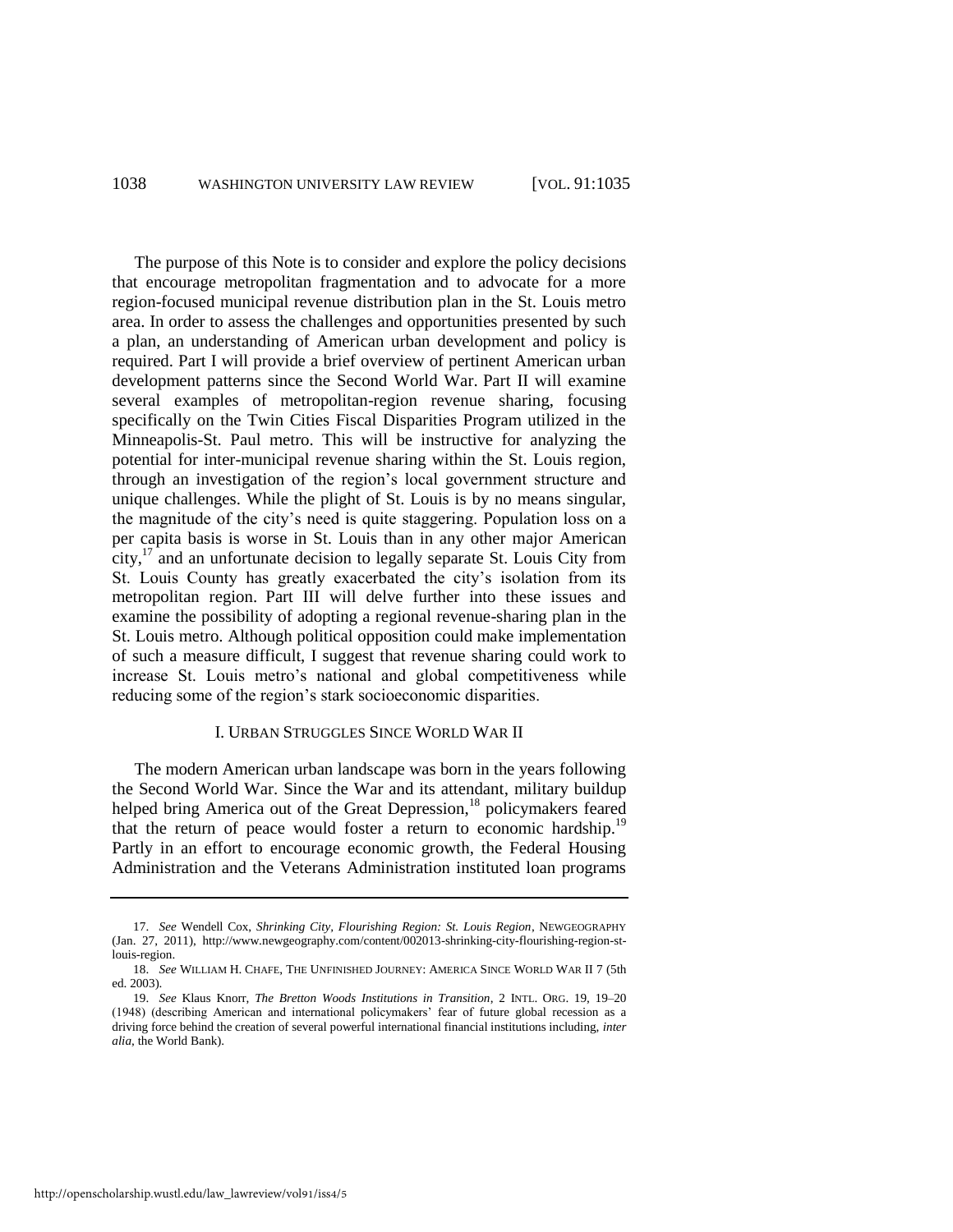The purpose of this Note is to consider and explore the policy decisions that encourage metropolitan fragmentation and to advocate for a more region-focused municipal revenue distribution plan in the St. Louis metro area. In order to assess the challenges and opportunities presented by such a plan, an understanding of American urban development and policy is required. Part I will provide a brief overview of pertinent American urban development patterns since the Second World War. Part II will examine several examples of metropolitan-region revenue sharing, focusing specifically on the Twin Cities Fiscal Disparities Program utilized in the Minneapolis-St. Paul metro. This will be instructive for analyzing the potential for inter-municipal revenue sharing within the St. Louis region, through an investigation of the region's local government structure and unique challenges. While the plight of St. Louis is by no means singular, the magnitude of the city's need is quite staggering. Population loss on a per capita basis is worse in St. Louis than in any other major American city,[17] and an unfortunate decision to legally separate St. Louis City from St. Louis County has greatly exacerbated the city's isolation from its metropolitan region. Part III will delve further into these issues and examine the possibility of adopting a regional revenue-sharing plan in the St. Louis metro. Although political opposition could make implementation of such a measure difficult, I suggest that revenue sharing could work to increase St. Louis metro's national and global competitiveness while reducing some of the region's stark socioeconomic disparities.

## I. URBAN STRUGGLES SINCE WORLD WAR II

The modern American urban landscape was born in the years following the Second World War. Since the War and its attendant, military buildup helped bring America out of the Great Depression,[18] policymakers feared that the return of peace would foster a return to economic hardship.[19] Partly in an effort to encourage economic growth, the Federal Housing Administration and the Veterans Administration instituted loan programs

---

17. *See* Wendell Cox, *Shrinking City, Flourishing Region: St. Louis Region*, NEWGEOGRAPHY (Jan. 27, 2011), http://www.newgeography.com/content/002013-shrinking-city-flourishing-region-st-louis-region.

18. *See* WILLIAM H. CHAFE, THE UNFINISHED JOURNEY: AMERICA SINCE WORLD WAR II 7 (5th ed. 2003).

19. *See* Klaus Knorr, *The Bretton Woods Institutions in Transition*, 2 INTL. ORG. 19, 19–20 (1948) (describing American and international policymakers' fear of future global recession as a driving force behind the creation of several powerful international financial institutions including, *inter alia*, the World Bank).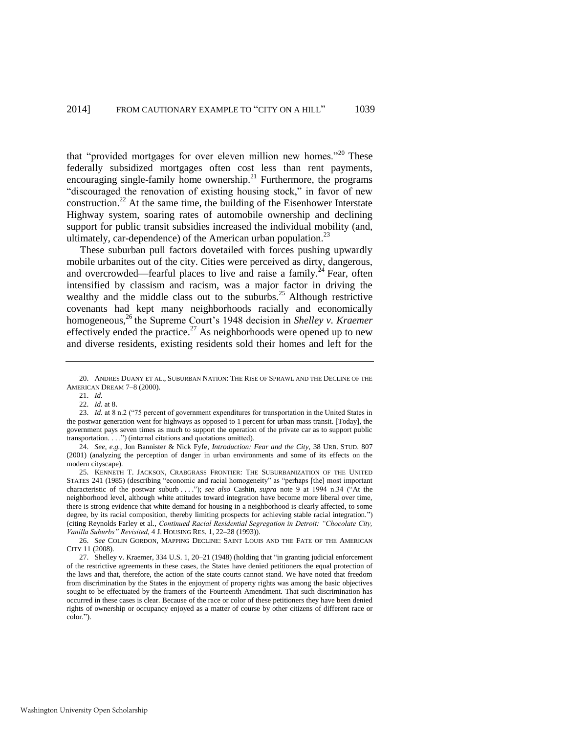that "provided mortgages for over eleven million new homes."[20] These federally subsidized mortgages often cost less than rent payments, encouraging single-family home ownership.[21] Furthermore, the programs "discouraged the renovation of existing housing stock," in favor of new construction.[22] At the same time, the building of the Eisenhower Interstate Highway system, soaring rates of automobile ownership and declining support for public transit subsidies increased the individual mobility (and, ultimately, car-dependence) of the American urban population.[23]

These suburban pull factors dovetailed with forces pushing upwardly mobile urbanites out of the city. Cities were perceived as dirty, dangerous, and overcrowded—fearful places to live and raise a family.[24] Fear, often intensified by classism and racism, was a major factor in driving the wealthy and the middle class out to the suburbs.[25] Although restrictive covenants had kept many neighborhoods racially and economically homogeneous,[26] the Supreme Court's 1948 decision in *Shelley v. Kraemer* effectively ended the practice.[27] As neighborhoods were opened up to new and diverse residents, existing residents sold their homes and left for the

---

20. ANDRES DUANY ET AL., SUBURBAN NATION: THE RISE OF SPRAWL AND THE DECLINE OF THE AMERICAN DREAM 7–8 (2000).

21. *Id.*

22. *Id.* at 8.

23. *Id.* at 8 n.2 ("75 percent of government expenditures for transportation in the United States in the postwar generation went for highways as opposed to 1 percent for urban mass transit. [Today], the government pays seven times as much to support the operation of the private car as to support public transportation. . . .") (internal citations and quotations omitted).

24. *See, e.g.*, Jon Bannister & Nick Fyfe, *Introduction: Fear and the City*, 38 URB. STUD. 807 (2001) (analyzing the perception of danger in urban environments and some of its effects on the modern cityscape).

25. KENNETH T. JACKSON, CRABGRASS FRONTIER: THE SUBURBANIZATION OF THE UNITED STATES 241 (1985) (describing "economic and racial homogeneity" as "perhaps [the] most important characteristic of the postwar suburb . . . ."); *see also* Cashin, *supra* note 9 at 1994 n.34 ("At the neighborhood level, although white attitudes toward integration have become more liberal over time, there is strong evidence that white demand for housing in a neighborhood is clearly affected, to some degree, by its racial composition, thereby limiting prospects for achieving stable racial integration.") (citing Reynolds Farley et al., *Continued Racial Residential Segregation in Detroit: "Chocolate City, Vanilla Suburbs" Revisited*, 4 J. HOUSING RES. 1, 22–28 (1993)).

26. *See* COLIN GORDON, MAPPING DECLINE: SAINT LOUIS AND THE FATE OF THE AMERICAN CITY 11 (2008).

27. Shelley v. Kraemer, 334 U.S. 1, 20–21 (1948) (holding that "in granting judicial enforcement of the restrictive agreements in these cases, the States have denied petitioners the equal protection of the laws and that, therefore, the action of the state courts cannot stand. We have noted that freedom from discrimination by the States in the enjoyment of property rights was among the basic objectives sought to be effectuated by the framers of the Fourteenth Amendment. That such discrimination has occurred in these cases is clear. Because of the race or color of these petitioners they have been denied rights of ownership or occupancy enjoyed as a matter of course by other citizens of different race or color.").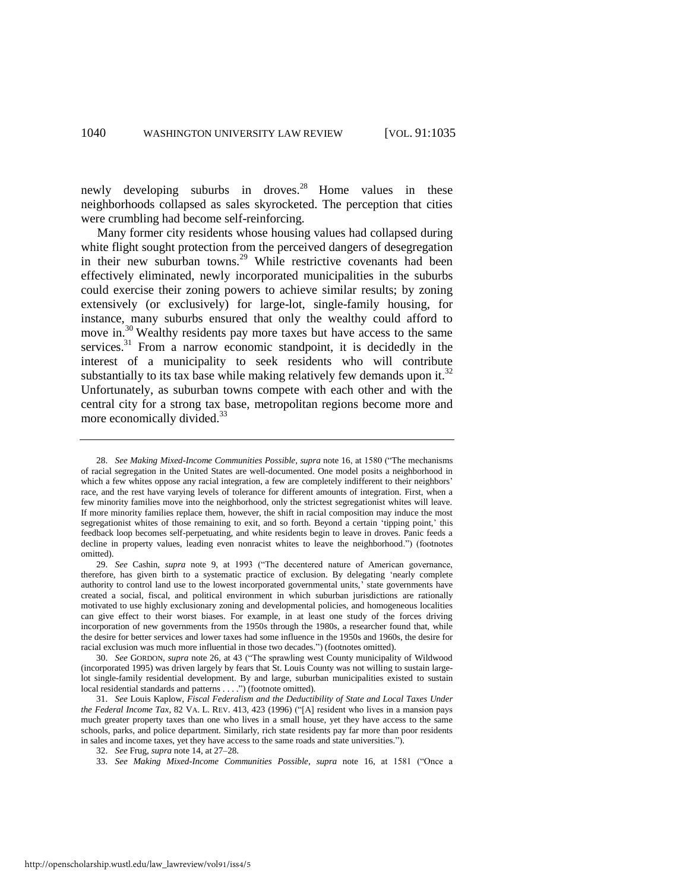newly developing suburbs in droves.[28] Home values in these neighborhoods collapsed as sales skyrocketed. The perception that cities were crumbling had become self-reinforcing.

Many former city residents whose housing values had collapsed during white flight sought protection from the perceived dangers of desegregation in their new suburban towns.[29] While restrictive covenants had been effectively eliminated, newly incorporated municipalities in the suburbs could exercise their zoning powers to achieve similar results; by zoning extensively (or exclusively) for large-lot, single-family housing, for instance, many suburbs ensured that only the wealthy could afford to move in.[30] Wealthy residents pay more taxes but have access to the same services.[31] From a narrow economic standpoint, it is decidedly in the interest of a municipality to seek residents who will contribute substantially to its tax base while making relatively few demands upon it.[32] Unfortunately, as suburban towns compete with each other and with the central city for a strong tax base, metropolitan regions become more and more economically divided.[33]

---

28. *See Making Mixed-Income Communities Possible*, *supra* note 16, at 1580 ("The mechanisms of racial segregation in the United States are well-documented. One model posits a neighborhood in which a few whites oppose any racial integration, a few are completely indifferent to their neighbors' race, and the rest have varying levels of tolerance for different amounts of integration. First, when a few minority families move into the neighborhood, only the strictest segregationist whites will leave. If more minority families replace them, however, the shift in racial composition may induce the most segregationist whites of those remaining to exit, and so forth. Beyond a certain 'tipping point,' this feedback loop becomes self-perpetuating, and white residents begin to leave in droves. Panic feeds a decline in property values, leading even nonracist whites to leave the neighborhood.") (footnotes omitted).

29. *See* Cashin, *supra* note 9, at 1993 ("The decentered nature of American governance, therefore, has given birth to a systematic practice of exclusion. By delegating 'nearly complete authority to control land use to the lowest incorporated governmental units,' state governments have created a social, fiscal, and political environment in which suburban jurisdictions are rationally motivated to use highly exclusionary zoning and developmental policies, and homogeneous localities can give effect to their worst biases. For example, in at least one study of the forces driving incorporation of new governments from the 1950s through the 1980s, a researcher found that, while the desire for better services and lower taxes had some influence in the 1950s and 1960s, the desire for racial exclusion was much more influential in those two decades.") (footnotes omitted).

30. *See* GORDON, *supra* note 26, at 43 ("The sprawling west County municipality of Wildwood (incorporated 1995) was driven largely by fears that St. Louis County was not willing to sustain large-lot single-family residential development. By and large, suburban municipalities existed to sustain local residential standards and patterns . . . .") (footnote omitted).

31. *See* Louis Kaplow, *Fiscal Federalism and the Deductibility of State and Local Taxes Under the Federal Income Tax*, 82 VA. L. REV. 413, 423 (1996) ("[A] resident who lives in a mansion pays much greater property taxes than one who lives in a small house, yet they have access to the same schools, parks, and police department. Similarly, rich state residents pay far more than poor residents in sales and income taxes, yet they have access to the same roads and state universities.").

32. *See* Frug, *supra* note 14, at 27–28.

33. *See Making Mixed-Income Communities Possible*, *supra* note 16, at 1581 ("Once a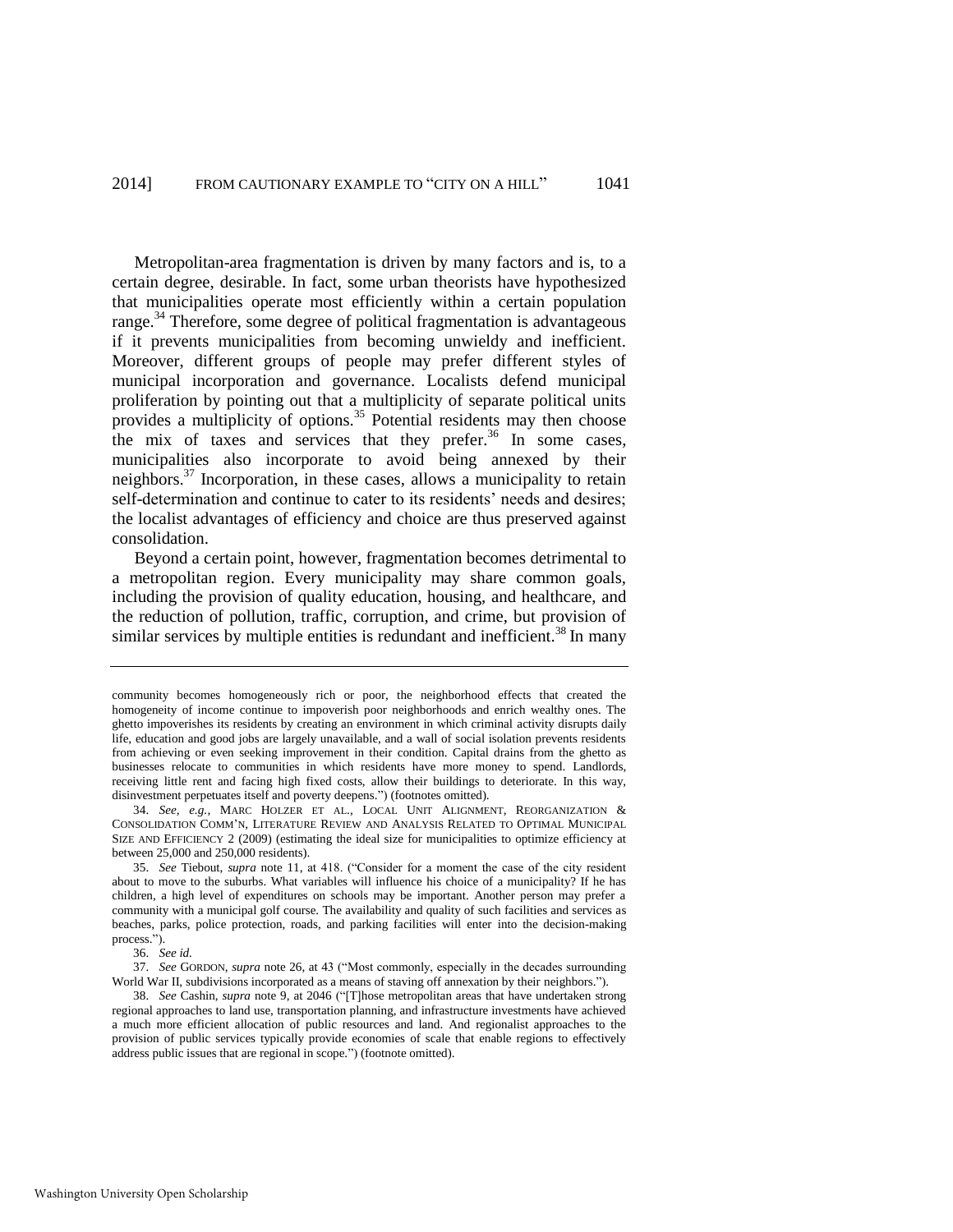Metropolitan-area fragmentation is driven by many factors and is, to a certain degree, desirable. In fact, some urban theorists have hypothesized that municipalities operate most efficiently within a certain population range.[34] Therefore, some degree of political fragmentation is advantageous if it prevents municipalities from becoming unwieldy and inefficient. Moreover, different groups of people may prefer different styles of municipal incorporation and governance. Localists defend municipal proliferation by pointing out that a multiplicity of separate political units provides a multiplicity of options.[35] Potential residents may then choose the mix of taxes and services that they prefer.[36] In some cases, municipalities also incorporate to avoid being annexed by their neighbors.[37] Incorporation, in these cases, allows a municipality to retain self-determination and continue to cater to its residents' needs and desires; the localist advantages of efficiency and choice are thus preserved against consolidation.

Beyond a certain point, however, fragmentation becomes detrimental to a metropolitan region. Every municipality may share common goals, including the provision of quality education, housing, and healthcare, and the reduction of pollution, traffic, corruption, and crime, but provision of similar services by multiple entities is redundant and inefficient.[38] In many

---

community becomes homogeneously rich or poor, the neighborhood effects that created the homogeneity of income continue to impoverish poor neighborhoods and enrich wealthy ones. The ghetto impoverishes its residents by creating an environment in which criminal activity disrupts daily life, education and good jobs are largely unavailable, and a wall of social isolation prevents residents from achieving or even seeking improvement in their condition. Capital drains from the ghetto as businesses relocate to communities in which residents have more money to spend. Landlords, receiving little rent and facing high fixed costs, allow their buildings to deteriorate. In this way, disinvestment perpetuates itself and poverty deepens.") (footnotes omitted).

34. *See, e.g.*, MARC HOLZER ET AL., LOCAL UNIT ALIGNMENT, REORGANIZATION & CONSOLIDATION COMM'N, LITERATURE REVIEW AND ANALYSIS RELATED TO OPTIMAL MUNICIPAL SIZE AND EFFICIENCY 2 (2009) (estimating the ideal size for municipalities to optimize efficiency at between 25,000 and 250,000 residents).

35. *See* Tiebout, *supra* note 11, at 418. ("Consider for a moment the case of the city resident about to move to the suburbs. What variables will influence his choice of a municipality? If he has children, a high level of expenditures on schools may be important. Another person may prefer a community with a municipal golf course. The availability and quality of such facilities and services as beaches, parks, police protection, roads, and parking facilities will enter into the decision-making process.").

36. *See id.*

37. *See* GORDON, *supra* note 26, at 43 ("Most commonly, especially in the decades surrounding World War II, subdivisions incorporated as a means of staving off annexation by their neighbors.").

38. *See* Cashin, *supra* note 9, at 2046 ("[T]hose metropolitan areas that have undertaken strong regional approaches to land use, transportation planning, and infrastructure investments have achieved a much more efficient allocation of public resources and land. And regionalist approaches to the provision of public services typically provide economies of scale that enable regions to effectively address public issues that are regional in scope.") (footnote omitted).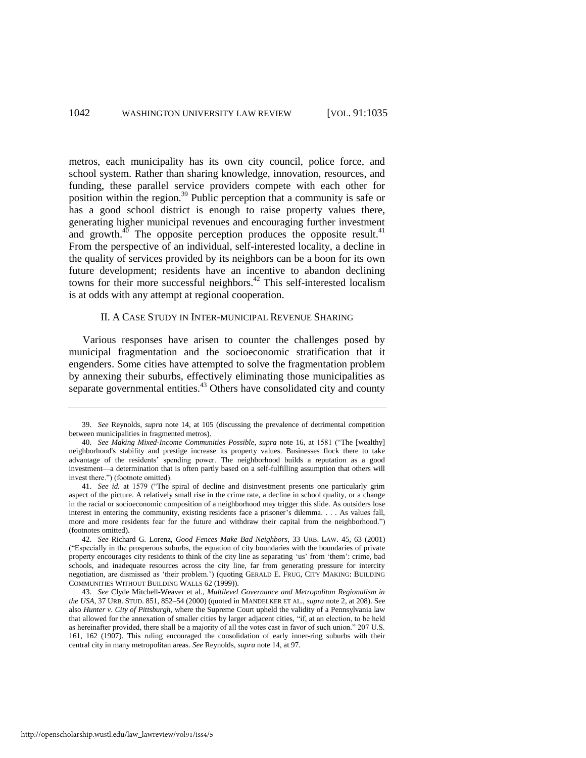metros, each municipality has its own city council, police force, and school system. Rather than sharing knowledge, innovation, resources, and funding, these parallel service providers compete with each other for position within the region.[39] Public perception that a community is safe or has a good school district is enough to raise property values there, generating higher municipal revenues and encouraging further investment and growth.[40] The opposite perception produces the opposite result.[41] From the perspective of an individual, self-interested locality, a decline in the quality of services provided by its neighbors can be a boon for its own future development; residents have an incentive to abandon declining towns for their more successful neighbors.[42] This self-interested localism is at odds with any attempt at regional cooperation.

## II. A CASE STUDY IN INTER-MUNICIPAL REVENUE SHARING

Various responses have arisen to counter the challenges posed by municipal fragmentation and the socioeconomic stratification that it engenders. Some cities have attempted to solve the fragmentation problem by annexing their suburbs, effectively eliminating those municipalities as separate governmental entities.[43] Others have consolidated city and county

---

39. *See* Reynolds, *supra* note 14, at 105 (discussing the prevalence of detrimental competition between municipalities in fragmented metros).

40. *See Making Mixed-Income Communities Possible*, *supra* note 16, at 1581 ("The [wealthy] neighborhood's stability and prestige increase its property values. Businesses flock there to take advantage of the residents' spending power. The neighborhood builds a reputation as a good investment—a determination that is often partly based on a self-fulfilling assumption that others will invest there.") (footnote omitted).

41. *See id.* at 1579 ("The spiral of decline and disinvestment presents one particularly grim aspect of the picture. A relatively small rise in the crime rate, a decline in school quality, or a change in the racial or socioeconomic composition of a neighborhood may trigger this slide. As outsiders lose interest in entering the community, existing residents face a prisoner's dilemma. . . . As values fall, more and more residents fear for the future and withdraw their capital from the neighborhood.") (footnotes omitted).

42. *See* Richard G. Lorenz, *Good Fences Make Bad Neighbors*, 33 URB. LAW. 45, 63 (2001) ("Especially in the prosperous suburbs, the equation of city boundaries with the boundaries of private property encourages city residents to think of the city line as separating 'us' from 'them': crime, bad schools, and inadequate resources across the city line, far from generating pressure for intercity negotiation, are dismissed as 'their problem.') (quoting GERALD E. FRUG, CITY MAKING: BUILDING COMMUNITIES WITHOUT BUILDING WALLS 62 (1999)).

43. *See* Clyde Mitchell-Weaver et al., *Multilevel Governance and Metropolitan Regionalism in the USA*, 37 URB. STUD. 851, 852–54 (2000) (quoted in MANDELKER ET AL., *supra* note 2, at 208). See also *Hunter v. City of Pittsburgh*, where the Supreme Court upheld the validity of a Pennsylvania law that allowed for the annexation of smaller cities by larger adjacent cities, "if, at an election, to be held as hereinafter provided, there shall be a majority of all the votes cast in favor of such union." 207 U.S. 161, 162 (1907). This ruling encouraged the consolidation of early inner-ring suburbs with their central city in many metropolitan areas. *See* Reynolds, *supra* note 14, at 97.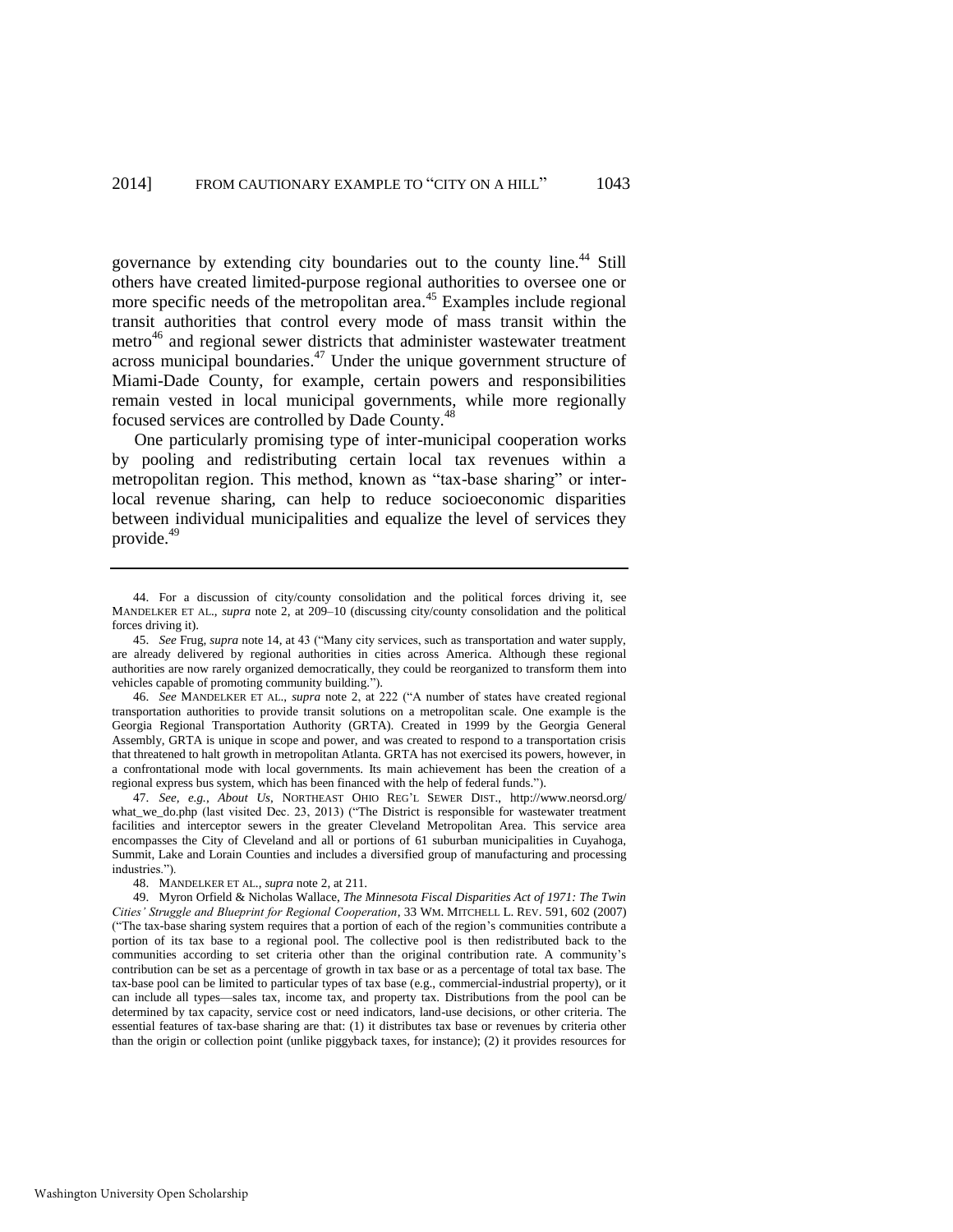governance by extending city boundaries out to the county line.[44] Still others have created limited-purpose regional authorities to oversee one or more specific needs of the metropolitan area.[45] Examples include regional transit authorities that control every mode of mass transit within the metro[46] and regional sewer districts that administer wastewater treatment across municipal boundaries.[47] Under the unique government structure of Miami-Dade County, for example, certain powers and responsibilities remain vested in local municipal governments, while more regionally focused services are controlled by Dade County.[48]

One particularly promising type of inter-municipal cooperation works by pooling and redistributing certain local tax revenues within a metropolitan region. This method, known as "tax-base sharing" or inter-local revenue sharing, can help to reduce socioeconomic disparities between individual municipalities and equalize the level of services they provide.[49]

---

44. For a discussion of city/county consolidation and the political forces driving it, see MANDELKER ET AL., *supra* note 2, at 209–10 (discussing city/county consolidation and the political forces driving it).

45. *See* Frug, *supra* note 14, at 43 ("Many city services, such as transportation and water supply, are already delivered by regional authorities in cities across America. Although these regional authorities are now rarely organized democratically, they could be reorganized to transform them into vehicles capable of promoting community building.").

46. *See* MANDELKER ET AL., *supra* note 2, at 222 ("A number of states have created regional transportation authorities to provide transit solutions on a metropolitan scale. One example is the Georgia Regional Transportation Authority (GRTA). Created in 1999 by the Georgia General Assembly, GRTA is unique in scope and power, and was created to respond to a transportation crisis that threatened to halt growth in metropolitan Atlanta. GRTA has not exercised its powers, however, in a confrontational mode with local governments. Its main achievement has been the creation of a regional express bus system, which has been financed with the help of federal funds.").

47. *See, e.g.*, *About Us*, NORTHEAST OHIO REG'L SEWER DIST., http://www.neorsd.org/what_we_do.php (last visited Dec. 23, 2013) ("The District is responsible for wastewater treatment facilities and interceptor sewers in the greater Cleveland Metropolitan Area. This service area encompasses the City of Cleveland and all or portions of 61 suburban municipalities in Cuyahoga, Summit, Lake and Lorain Counties and includes a diversified group of manufacturing and processing industries.").

48. MANDELKER ET AL., *supra* note 2, at 211.

49. Myron Orfield & Nicholas Wallace, *The Minnesota Fiscal Disparities Act of 1971: The Twin Cities' Struggle and Blueprint for Regional Cooperation*, 33 WM. MITCHELL L. REV. 591, 602 (2007) ("The tax-base sharing system requires that a portion of each of the region's communities contribute a portion of its tax base to a regional pool. The collective pool is then redistributed back to the communities according to set criteria other than the original contribution rate. A community's contribution can be set as a percentage of growth in tax base or as a percentage of total tax base. The tax-base pool can be limited to particular types of tax base (e.g., commercial-industrial property), or it can include all types—sales tax, income tax, and property tax. Distributions from the pool can be determined by tax capacity, service cost or need indicators, land-use decisions, or other criteria. The essential features of tax-base sharing are that: (1) it distributes tax base or revenues by criteria other than the origin or collection point (unlike piggyback taxes, for instance); (2) it provides resources for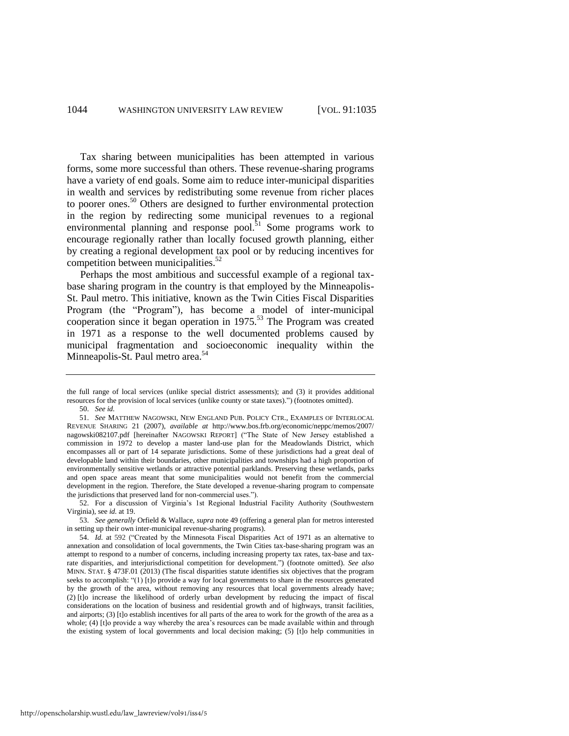Tax sharing between municipalities has been attempted in various forms, some more successful than others. These revenue-sharing programs have a variety of end goals. Some aim to reduce inter-municipal disparities in wealth and services by redistributing some revenue from richer places to poorer ones.[50] Others are designed to further environmental protection in the region by redirecting some municipal revenues to a regional environmental planning and response pool.[51] Some programs work to encourage regionally rather than locally focused growth planning, either by creating a regional development tax pool or by reducing incentives for competition between municipalities.[52]

Perhaps the most ambitious and successful example of a regional tax-base sharing program in the country is that employed by the Minneapolis-St. Paul metro. This initiative, known as the Twin Cities Fiscal Disparities Program (the "Program"), has become a model of inter-municipal cooperation since it began operation in 1975.[53] The Program was created in 1971 as a response to the well documented problems caused by municipal fragmentation and socioeconomic inequality within the Minneapolis-St. Paul metro area.[54]

---

the full range of local services (unlike special district assessments); and (3) it provides additional resources for the provision of local services (unlike county or state taxes).") (footnotes omitted).

50. *See id.*

51. *See* MATTHEW NAGOWSKI, NEW ENGLAND PUB. POLICY CTR., EXAMPLES OF INTERLOCAL REVENUE SHARING 21 (2007), *available at* http://www.bos.frb.org/economic/neppc/memos/2007/nagowski082107.pdf [hereinafter NAGOWSKI REPORT] ("The State of New Jersey established a commission in 1972 to develop a master land-use plan for the Meadowlands District, which encompasses all or part of 14 separate jurisdictions. Some of these jurisdictions had a great deal of developable land within their boundaries, other municipalities and townships had a high proportion of environmentally sensitive wetlands or attractive potential parklands. Preserving these wetlands, parks and open space areas meant that some municipalities would not benefit from the commercial development in the region. Therefore, the State developed a revenue-sharing program to compensate the jurisdictions that preserved land for non-commercial uses.").

52. For a discussion of Virginia's 1st Regional Industrial Facility Authority (Southwestern Virginia), see *id.* at 19.

53. *See generally* Orfield & Wallace, *supra* note 49 (offering a general plan for metros interested in setting up their own inter-municipal revenue-sharing programs).

54. *Id.* at 592 ("Created by the Minnesota Fiscal Disparities Act of 1971 as an alternative to annexation and consolidation of local governments, the Twin Cities tax-base-sharing program was an attempt to respond to a number of concerns, including increasing property tax rates, tax-base and tax-rate disparities, and interjurisdictional competition for development.") (footnote omitted). *See also* MINN. STAT. § 473F.01 (2013) (The fiscal disparities statute identifies six objectives that the program seeks to accomplish: "(1) [t]o provide a way for local governments to share in the resources generated by the growth of the area, without removing any resources that local governments already have; (2) [t]o increase the likelihood of orderly urban development by reducing the impact of fiscal considerations on the location of business and residential growth and of highways, transit facilities, and airports; (3) [t]o establish incentives for all parts of the area to work for the growth of the area as a whole; (4) [t]o provide a way whereby the area's resources can be made available within and through the existing system of local governments and local decision making; (5) [t]o help communities in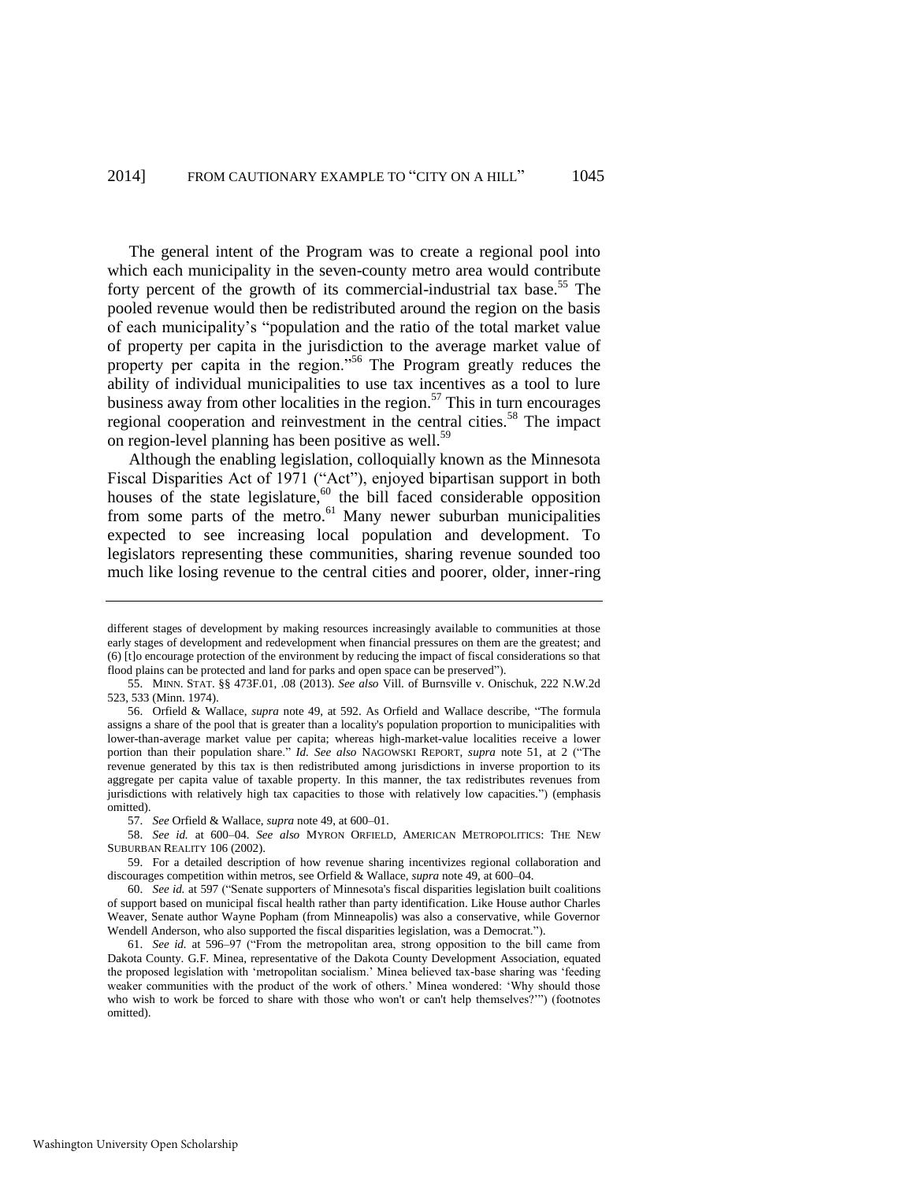The general intent of the Program was to create a regional pool into which each municipality in the seven-county metro area would contribute forty percent of the growth of its commercial-industrial tax base.[55] The pooled revenue would then be redistributed around the region on the basis of each municipality's "population and the ratio of the total market value of property per capita in the jurisdiction to the average market value of property per capita in the region."[56] The Program greatly reduces the ability of individual municipalities to use tax incentives as a tool to lure business away from other localities in the region.[57] This in turn encourages regional cooperation and reinvestment in the central cities.[58] The impact on region-level planning has been positive as well.[59]

Although the enabling legislation, colloquially known as the Minnesota Fiscal Disparities Act of 1971 ("Act"), enjoyed bipartisan support in both houses of the state legislature,[60] the bill faced considerable opposition from some parts of the metro.[61] Many newer suburban municipalities expected to see increasing local population and development. To legislators representing these communities, sharing revenue sounded too much like losing revenue to the central cities and poorer, older, inner-ring

---

different stages of development by making resources increasingly available to communities at those early stages of development and redevelopment when financial pressures on them are the greatest; and (6) [t]o encourage protection of the environment by reducing the impact of fiscal considerations so that flood plains can be protected and land for parks and open space can be preserved").

55. MINN. STAT. §§ 473F.01, .08 (2013). *See also* Vill. of Burnsville v. Onischuk, 222 N.W.2d 523, 533 (Minn. 1974).

56. Orfield & Wallace, *supra* note 49, at 592. As Orfield and Wallace describe, "The formula assigns a share of the pool that is greater than a locality's population proportion to municipalities with lower-than-average market value per capita; whereas high-market-value localities receive a lower portion than their population share." *Id. See also* NAGOWSKI REPORT, *supra* note 51, at 2 ("The revenue generated by this tax is then redistributed among jurisdictions in inverse proportion to its aggregate per capita value of taxable property. In this manner, the tax redistributes revenues from jurisdictions with relatively high tax capacities to those with relatively low capacities.") (emphasis omitted).

57. *See* Orfield & Wallace, *supra* note 49, at 600–01.

58. *See id.* at 600–04. *See also* MYRON ORFIELD, AMERICAN METROPOLITICS: THE NEW SUBURBAN REALITY 106 (2002).

59. For a detailed description of how revenue sharing incentivizes regional collaboration and discourages competition within metros, see Orfield & Wallace, *supra* note 49, at 600–04.

60. *See id.* at 597 ("Senate supporters of Minnesota's fiscal disparities legislation built coalitions of support based on municipal fiscal health rather than party identification. Like House author Charles Weaver, Senate author Wayne Popham (from Minneapolis) was also a conservative, while Governor Wendell Anderson, who also supported the fiscal disparities legislation, was a Democrat.").

61. *See id.* at 596–97 ("From the metropolitan area, strong opposition to the bill came from Dakota County. G.F. Minea, representative of the Dakota County Development Association, equated the proposed legislation with 'metropolitan socialism.' Minea believed tax-base sharing was 'feeding weaker communities with the product of the work of others.' Minea wondered: 'Why should those who wish to work be forced to share with those who won't or can't help themselves?'") (footnotes omitted).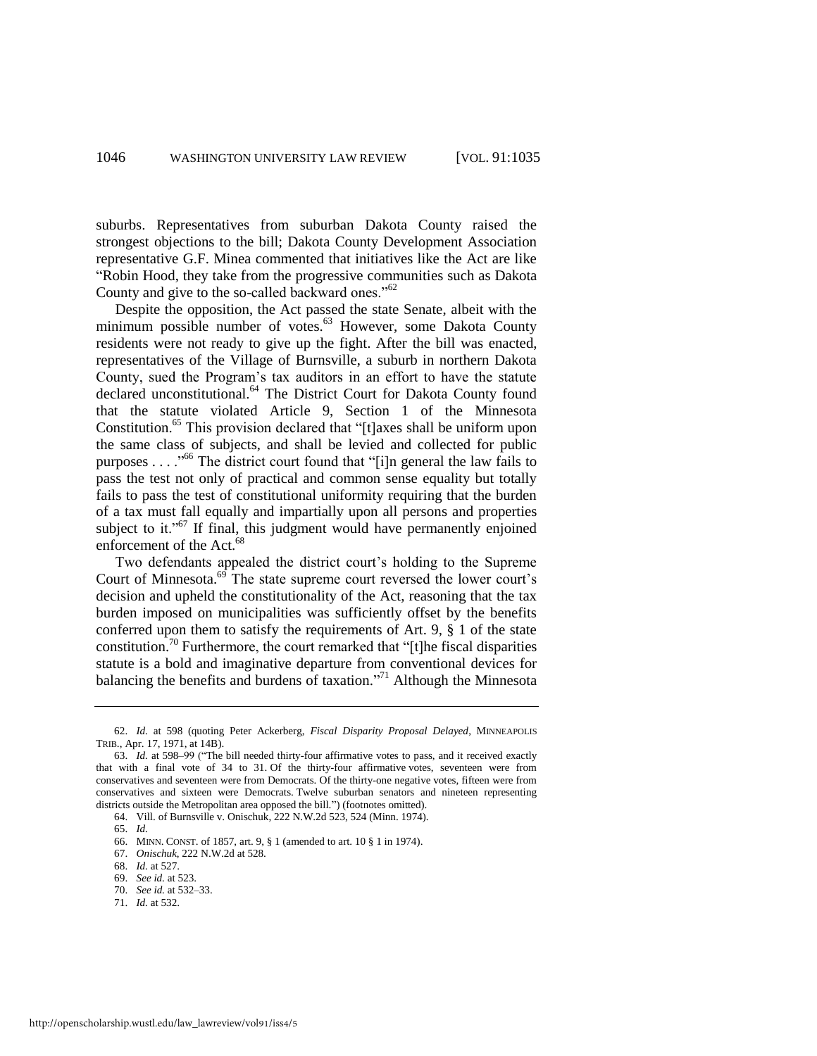suburbs. Representatives from suburban Dakota County raised the strongest objections to the bill; Dakota County Development Association representative G.F. Minea commented that initiatives like the Act are like "Robin Hood, they take from the progressive communities such as Dakota County and give to the so-called backward ones."[62]

Despite the opposition, the Act passed the state Senate, albeit with the minimum possible number of votes.[63] However, some Dakota County residents were not ready to give up the fight. After the bill was enacted, representatives of the Village of Burnsville, a suburb in northern Dakota County, sued the Program's tax auditors in an effort to have the statute declared unconstitutional.[64] The District Court for Dakota County found that the statute violated Article 9, Section 1 of the Minnesota Constitution.[65] This provision declared that "[t]axes shall be uniform upon the same class of subjects, and shall be levied and collected for public purposes . . . ."[66] The district court found that "[i]n general the law fails to pass the test not only of practical and common sense equality but totally fails to pass the test of constitutional uniformity requiring that the burden of a tax must fall equally and impartially upon all persons and properties subject to it."[67] If final, this judgment would have permanently enjoined enforcement of the Act.[68]

Two defendants appealed the district court's holding to the Supreme Court of Minnesota.[69] The state supreme court reversed the lower court's decision and upheld the constitutionality of the Act, reasoning that the tax burden imposed on municipalities was sufficiently offset by the benefits conferred upon them to satisfy the requirements of Art. 9, § 1 of the state constitution.[70] Furthermore, the court remarked that "[t]he fiscal disparities statute is a bold and imaginative departure from conventional devices for balancing the benefits and burdens of taxation."[71] Although the Minnesota

---

62. *Id.* at 598 (quoting Peter Ackerberg, *Fiscal Disparity Proposal Delayed*, MINNEAPOLIS TRIB., Apr. 17, 1971, at 14B).

63. *Id.* at 598–99 ("The bill needed thirty-four affirmative votes to pass, and it received exactly that with a final vote of 34 to 31. Of the thirty-four affirmative votes, seventeen were from conservatives and seventeen were from Democrats. Of the thirty-one negative votes, fifteen were from conservatives and sixteen were Democrats. Twelve suburban senators and nineteen representing districts outside the Metropolitan area opposed the bill.") (footnotes omitted).

64. Vill. of Burnsville v. Onischuk, 222 N.W.2d 523, 524 (Minn. 1974).

65. *Id.*

66. MINN. CONST. of 1857, art. 9, § 1 (amended to art. 10 § 1 in 1974).

67. *Onischuk*, 222 N.W.2d at 528.

68. *Id.* at 527.

69. *See id.* at 523.

70. *See id.* at 532–33.

71. *Id.* at 532.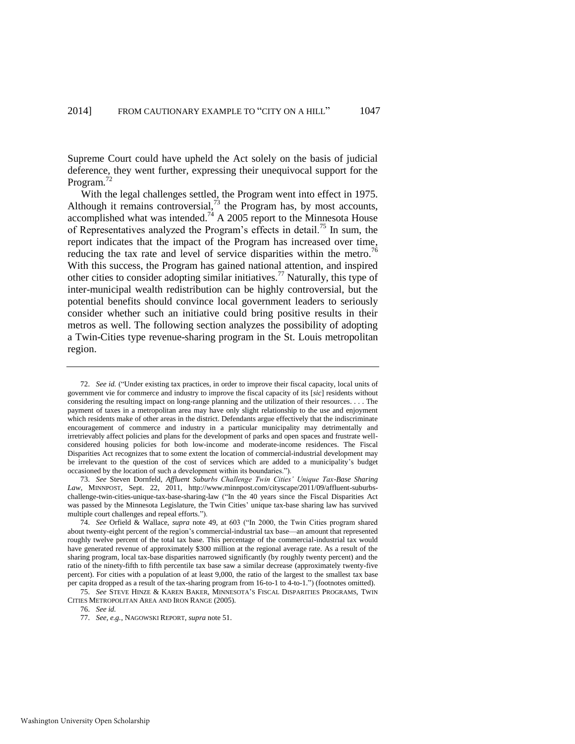Supreme Court could have upheld the Act solely on the basis of judicial deference, they went further, expressing their unequivocal support for the Program.[72]

With the legal challenges settled, the Program went into effect in 1975. Although it remains controversial,[73] the Program has, by most accounts, accomplished what was intended.[74] A 2005 report to the Minnesota House of Representatives analyzed the Program's effects in detail.[75] In sum, the report indicates that the impact of the Program has increased over time, reducing the tax rate and level of service disparities within the metro.[76] With this success, the Program has gained national attention, and inspired other cities to consider adopting similar initiatives.[77] Naturally, this type of inter-municipal wealth redistribution can be highly controversial, but the potential benefits should convince local government leaders to seriously consider whether such an initiative could bring positive results in their metros as well. The following section analyzes the possibility of adopting a Twin-Cities type revenue-sharing program in the St. Louis metropolitan region.

---

72. *See id.* ("Under existing tax practices, in order to improve their fiscal capacity, local units of government vie for commerce and industry to improve the fiscal capacity of its [*sic*] residents without considering the resulting impact on long-range planning and the utilization of their resources. . . . The payment of taxes in a metropolitan area may have only slight relationship to the use and enjoyment which residents make of other areas in the district. Defendants argue effectively that the indiscriminate encouragement of commerce and industry in a particular municipality may detrimentally and irretrievably affect policies and plans for the development of parks and open spaces and frustrate well-considered housing policies for both low-income and moderate-income residences. The Fiscal Disparities Act recognizes that to some extent the location of commercial-industrial development may be irrelevant to the question of the cost of services which are added to a municipality's budget occasioned by the location of such a development within its boundaries.").

73. *See* Steven Dornfeld, *Affluent Suburbs Challenge Twin Cities' Unique Tax-Base Sharing Law*, MINNPOST, Sept. 22, 2011, http://www.minnpost.com/cityscape/2011/09/affluent-suburbs-challenge-twin-cities-unique-tax-base-sharing-law ("In the 40 years since the Fiscal Disparities Act was passed by the Minnesota Legislature, the Twin Cities' unique tax-base sharing law has survived multiple court challenges and repeal efforts.").

74. *See* Orfield & Wallace, *supra* note 49, at 603 ("In 2000, the Twin Cities program shared about twenty-eight percent of the region's commercial-industrial tax base—an amount that represented roughly twelve percent of the total tax base. This percentage of the commercial-industrial tax would have generated revenue of approximately $300 million at the regional average rate. As a result of the sharing program, local tax-base disparities narrowed significantly (by roughly twenty percent) and the ratio of the ninety-fifth to fifth percentile tax base saw a similar decrease (approximately twenty-five percent). For cities with a population of at least 9,000, the ratio of the largest to the smallest tax base per capita dropped as a result of the tax-sharing program from 16-to-1 to 4-to-1.") (footnotes omitted).

75. *See* STEVE HINZE & KAREN BAKER, MINNESOTA'S FISCAL DISPARITIES PROGRAMS, TWIN CITIES METROPOLITAN AREA AND IRON RANGE (2005).

76. *See id.*

77. *See, e.g.*, NAGOWSKI REPORT, *supra* note 51.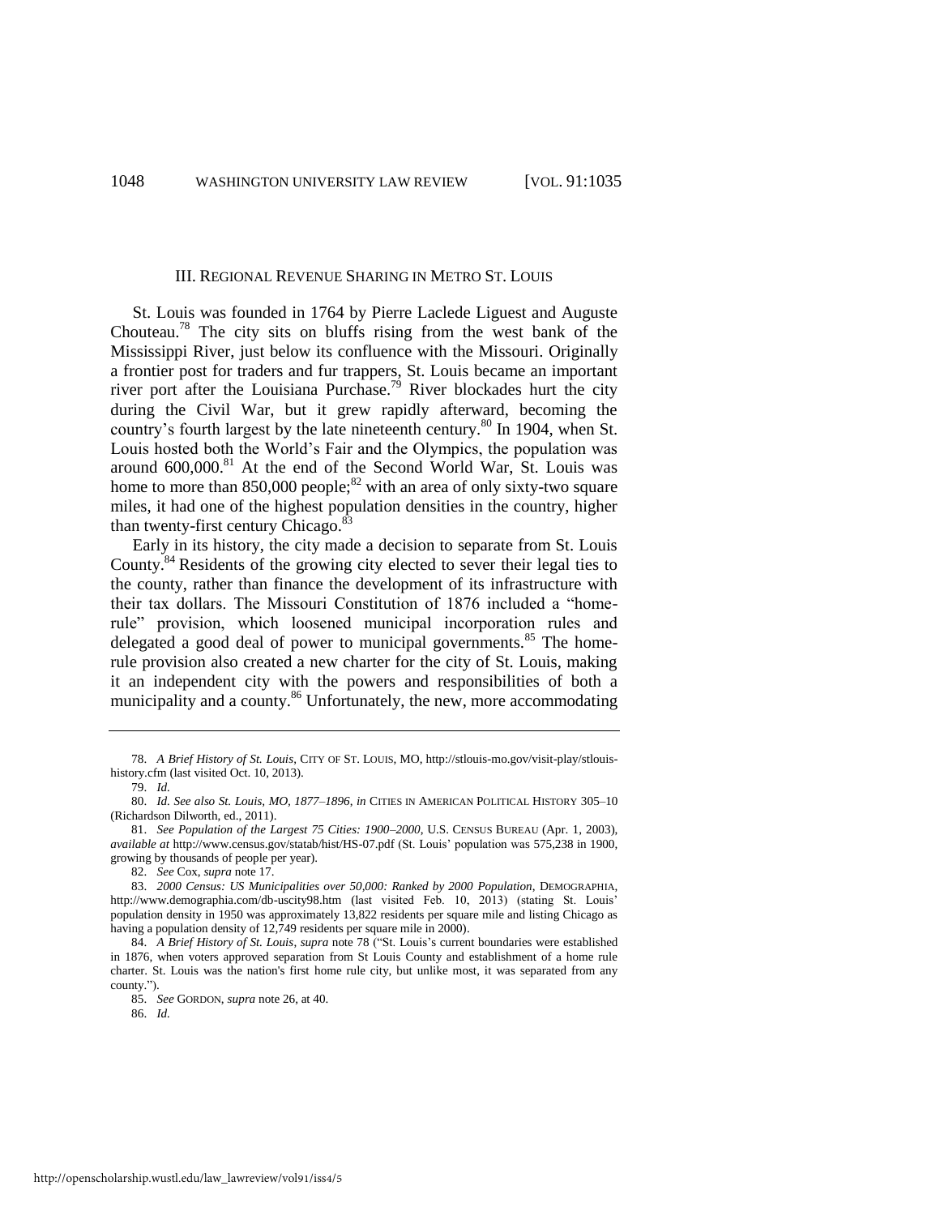## III. REGIONAL REVENUE SHARING IN METRO ST. LOUIS

St. Louis was founded in 1764 by Pierre Laclede Liguest and Auguste Chouteau.[78] The city sits on bluffs rising from the west bank of the Mississippi River, just below its confluence with the Missouri. Originally a frontier post for traders and fur trappers, St. Louis became an important river port after the Louisiana Purchase.[79] River blockades hurt the city during the Civil War, but it grew rapidly afterward, becoming the country's fourth largest by the late nineteenth century.[80] In 1904, when St. Louis hosted both the World's Fair and the Olympics, the population was around 600,000.[81] At the end of the Second World War, St. Louis was home to more than 850,000 people;[82] with an area of only sixty-two square miles, it had one of the highest population densities in the country, higher than twenty-first century Chicago.[83]

Early in its history, the city made a decision to separate from St. Louis County.[84] Residents of the growing city elected to sever their legal ties to the county, rather than finance the development of its infrastructure with their tax dollars. The Missouri Constitution of 1876 included a "home-rule" provision, which loosened municipal incorporation rules and delegated a good deal of power to municipal governments.[85] The home-rule provision also created a new charter for the city of St. Louis, making it an independent city with the powers and responsibilities of both a municipality and a county.[86] Unfortunately, the new, more accommodating

---

78. *A Brief History of St. Louis*, CITY OF ST. LOUIS, MO, http://stlouis-mo.gov/visit-play/stlouis-history.cfm (last visited Oct. 10, 2013).

79. *Id.*

80. *Id. See also St. Louis, MO, 1877–1896*, *in* CITIES IN AMERICAN POLITICAL HISTORY 305–10 (Richardson Dilworth, ed., 2011).

81. *See Population of the Largest 75 Cities: 1900–2000*, U.S. CENSUS BUREAU (Apr. 1, 2003), *available at* http://www.census.gov/statab/hist/HS-07.pdf (St. Louis' population was 575,238 in 1900, growing by thousands of people per year).

82. *See* Cox, *supra* note 17.

83. *2000 Census: US Municipalities over 50,000: Ranked by 2000 Population*, DEMOGRAPHIA, http://www.demographia.com/db-uscity98.htm (last visited Feb. 10, 2013) (stating St. Louis' population density in 1950 was approximately 13,822 residents per square mile and listing Chicago as having a population density of 12,749 residents per square mile in 2000).

84. *A Brief History of St. Louis*, *supra* note 78 ("St. Louis's current boundaries were established in 1876, when voters approved separation from St Louis County and establishment of a home rule charter. St. Louis was the nation's first home rule city, but unlike most, it was separated from any county.").

85. *See* GORDON, *supra* note 26, at 40.

86. *Id.*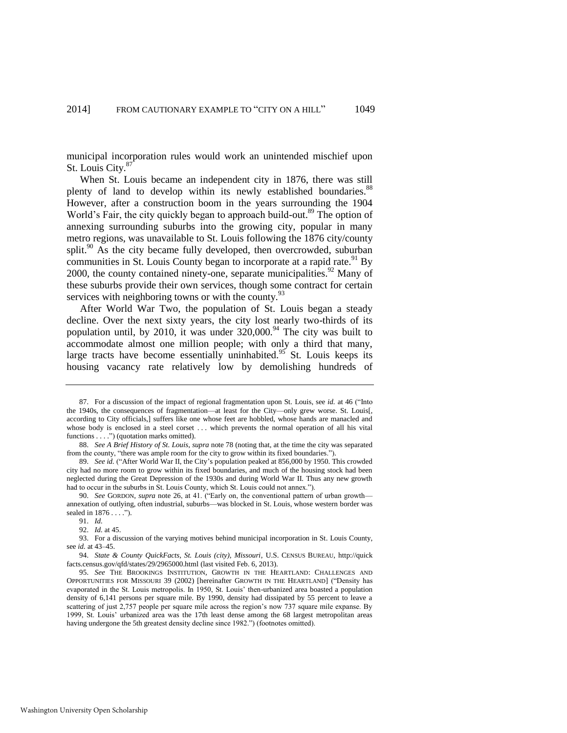municipal incorporation rules would work an unintended mischief upon St. Louis City.[87]

When St. Louis became an independent city in 1876, there was still plenty of land to develop within its newly established boundaries.[88] However, after a construction boom in the years surrounding the 1904 World's Fair, the city quickly began to approach build-out.[89] The option of annexing surrounding suburbs into the growing city, popular in many metro regions, was unavailable to St. Louis following the 1876 city/county split.[90] As the city became fully developed, then overcrowded, suburban communities in St. Louis County began to incorporate at a rapid rate.[91] By 2000, the county contained ninety-one, separate municipalities.[92] Many of these suburbs provide their own services, though some contract for certain services with neighboring towns or with the county.[93]

After World War Two, the population of St. Louis began a steady decline. Over the next sixty years, the city lost nearly two-thirds of its population until, by 2010, it was under 320,000.[94] The city was built to accommodate almost one million people; with only a third that many, large tracts have become essentially uninhabited.[95] St. Louis keeps its housing vacancy rate relatively low by demolishing hundreds of

---

87. For a discussion of the impact of regional fragmentation upon St. Louis, see *id.* at 46 ("Into the 1940s, the consequences of fragmentation—at least for the City—only grew worse. St. Louis[, according to City officials,] suffers like one whose feet are hobbled, whose hands are manacled and whose body is enclosed in a steel corset . . . which prevents the normal operation of all his vital functions . . . .") (quotation marks omitted).

88. *See A Brief History of St. Louis*, *supra* note 78 (noting that, at the time the city was separated from the county, "there was ample room for the city to grow within its fixed boundaries.").

89. *See id.* ("After World War II, the City's population peaked at 856,000 by 1950. This crowded city had no more room to grow within its fixed boundaries, and much of the housing stock had been neglected during the Great Depression of the 1930s and during World War II. Thus any new growth had to occur in the suburbs in St. Louis County, which St. Louis could not annex.").

90. *See* GORDON, *supra* note 26, at 41. ("Early on, the conventional pattern of urban growth—annexation of outlying, often industrial, suburbs—was blocked in St. Louis, whose western border was sealed in 1876 . . . .").

91. *Id.*

92. *Id.* at 45.

93. For a discussion of the varying motives behind municipal incorporation in St. Louis County, see *id.* at 43–45.

94. *State & County QuickFacts, St. Louis (city), Missouri*, U.S. CENSUS BUREAU, http://quickfacts.census.gov/qfd/states/29/2965000.html (last visited Feb. 6, 2013).

95. *See* THE BROOKINGS INSTITUTION, GROWTH IN THE HEARTLAND: CHALLENGES AND OPPORTUNITIES FOR MISSOURI 39 (2002) [hereinafter GROWTH IN THE HEARTLAND] ("Density has evaporated in the St. Louis metropolis. In 1950, St. Louis' then-urbanized area boasted a population density of 6,141 persons per square mile. By 1990, density had dissipated by 55 percent to leave a scattering of just 2,757 people per square mile across the region's now 737 square mile expanse. By 1999, St. Louis' urbanized area was the 17th least dense among the 68 largest metropolitan areas having undergone the 5th greatest density decline since 1982.") (footnotes omitted).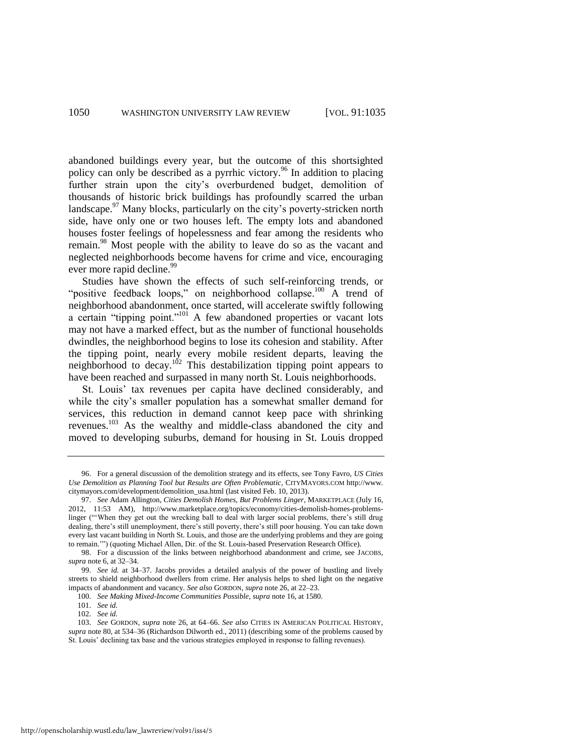abandoned buildings every year, but the outcome of this shortsighted policy can only be described as a pyrrhic victory.[96] In addition to placing further strain upon the city's overburdened budget, demolition of thousands of historic brick buildings has profoundly scarred the urban landscape.[97] Many blocks, particularly on the city's poverty-stricken north side, have only one or two houses left. The empty lots and abandoned houses foster feelings of hopelessness and fear among the residents who remain.[98] Most people with the ability to leave do so as the vacant and neglected neighborhoods become havens for crime and vice, encouraging ever more rapid decline.[99]

Studies have shown the effects of such self-reinforcing trends, or "positive feedback loops," on neighborhood collapse.[100] A trend of neighborhood abandonment, once started, will accelerate swiftly following a certain "tipping point."[101] A few abandoned properties or vacant lots may not have a marked effect, but as the number of functional households dwindles, the neighborhood begins to lose its cohesion and stability. After the tipping point, nearly every mobile resident departs, leaving the neighborhood to decay.[102] This destabilization tipping point appears to have been reached and surpassed in many north St. Louis neighborhoods.

St. Louis' tax revenues per capita have declined considerably, and while the city's smaller population has a somewhat smaller demand for services, this reduction in demand cannot keep pace with shrinking revenues.[103] As the wealthy and middle-class abandoned the city and moved to developing suburbs, demand for housing in St. Louis dropped

---

96. For a general discussion of the demolition strategy and its effects, see Tony Favro, *US Cities Use Demolition as Planning Tool but Results are Often Problematic*, CITYMAYORS.COM http://www.citymayors.com/development/demolition_usa.html (last visited Feb. 10, 2013).

97. *See* Adam Allington, *Cities Demolish Homes, But Problems Linger*, MARKETPLACE (July 16, 2012, 11:53 AM), http://www.marketplace.org/topics/economy/cities-demolish-homes-problems-linger ("'When they get out the wrecking ball to deal with larger social problems, there's still drug dealing, there's still unemployment, there's still poverty, there's still poor housing. You can take down every last vacant building in North St. Louis, and those are the underlying problems and they are going to remain.'") (quoting Michael Allen, Dir. of the St. Louis-based Preservation Research Office).

98. For a discussion of the links between neighborhood abandonment and crime, see JACOBS, *supra* note 6, at 32–34.

99. *See id.* at 34–37. Jacobs provides a detailed analysis of the power of bustling and lively streets to shield neighborhood dwellers from crime. Her analysis helps to shed light on the negative impacts of abandonment and vacancy. *See also* GORDON, *supra* note 26, at 22–23.

100. *See Making Mixed-Income Communities Possible*, *supra* note 16, at 1580.

101. *See id.*

102. *See id.*

103. *See* GORDON, *supra* note 26, at 64–66. *See also* CITIES IN AMERICAN POLITICAL HISTORY, *supra* note 80, at 534–36 (Richardson Dilworth ed., 2011) (describing some of the problems caused by St. Louis' declining tax base and the various strategies employed in response to falling revenues).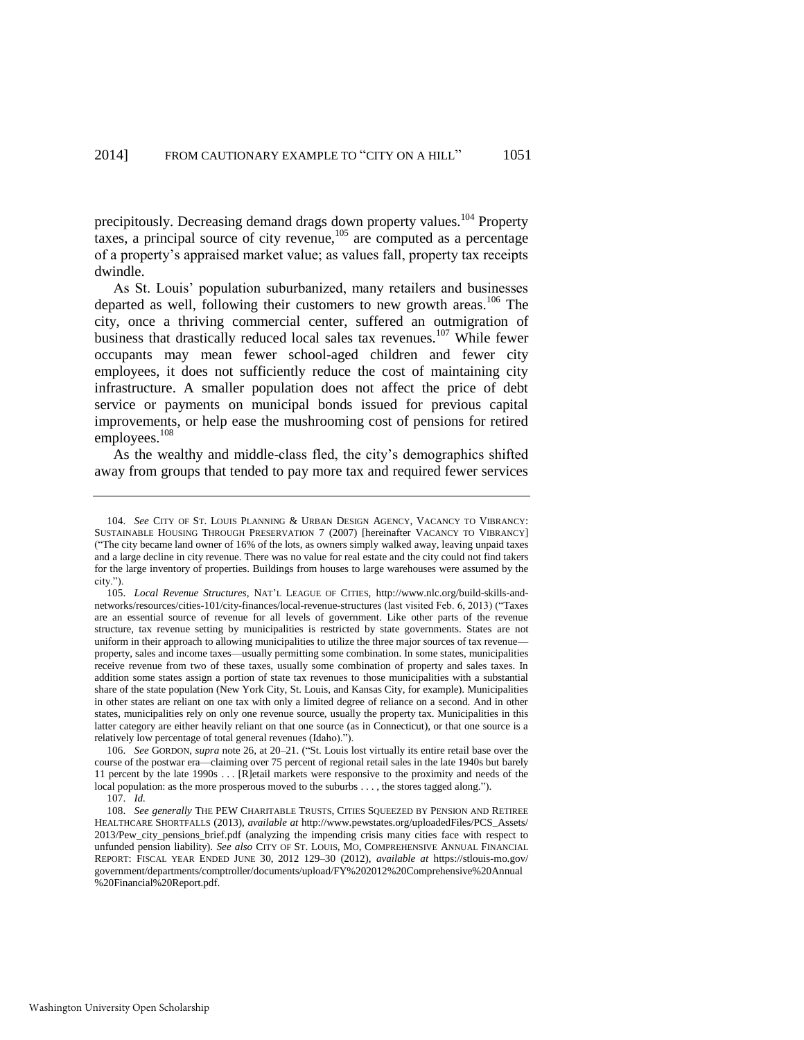precipitously. Decreasing demand drags down property values.[104] Property taxes, a principal source of city revenue,[105] are computed as a percentage of a property's appraised market value; as values fall, property tax receipts dwindle.

As St. Louis' population suburbanized, many retailers and businesses departed as well, following their customers to new growth areas.[106] The city, once a thriving commercial center, suffered an outmigration of business that drastically reduced local sales tax revenues.[107] While fewer occupants may mean fewer school-aged children and fewer city employees, it does not sufficiently reduce the cost of maintaining city infrastructure. A smaller population does not affect the price of debt service or payments on municipal bonds issued for previous capital improvements, or help ease the mushrooming cost of pensions for retired employees.[108]

As the wealthy and middle-class fled, the city's demographics shifted away from groups that tended to pay more tax and required fewer services

---

104. *See* CITY OF ST. LOUIS PLANNING & URBAN DESIGN AGENCY, VACANCY TO VIBRANCY: SUSTAINABLE HOUSING THROUGH PRESERVATION 7 (2007) [hereinafter VACANCY TO VIBRANCY] ("The city became land owner of 16% of the lots, as owners simply walked away, leaving unpaid taxes and a large decline in city revenue. There was no value for real estate and the city could not find takers for the large inventory of properties. Buildings from houses to large warehouses were assumed by the city.").

105. *Local Revenue Structures*, NAT'L LEAGUE OF CITIES, http://www.nlc.org/build-skills-and-networks/resources/cities-101/city-finances/local-revenue-structures (last visited Feb. 6, 2013) ("Taxes are an essential source of revenue for all levels of government. Like other parts of the revenue structure, tax revenue setting by municipalities is restricted by state governments. States are not uniform in their approach to allowing municipalities to utilize the three major sources of tax revenue—property, sales and income taxes—usually permitting some combination. In some states, municipalities receive revenue from two of these taxes, usually some combination of property and sales taxes. In addition some states assign a portion of state tax revenues to those municipalities with a substantial share of the state population (New York City, St. Louis, and Kansas City, for example). Municipalities in other states are reliant on one tax with only a limited degree of reliance on a second. And in other states, municipalities rely on only one revenue source, usually the property tax. Municipalities in this latter category are either heavily reliant on that one source (as in Connecticut), or that one source is a relatively low percentage of total general revenues (Idaho).").

106. *See* GORDON, *supra* note 26, at 20–21. ("St. Louis lost virtually its entire retail base over the course of the postwar era—claiming over 75 percent of regional retail sales in the late 1940s but barely 11 percent by the late 1990s . . . [R]etail markets were responsive to the proximity and needs of the local population: as the more prosperous moved to the suburbs . . . , the stores tagged along.").

107. *Id.*

108. *See generally* THE PEW CHARITABLE TRUSTS, CITIES SQUEEZED BY PENSION AND RETIREE HEALTHCARE SHORTFALLS (2013), *available at* http://www.pewstates.org/uploadedFiles/PCS_Assets/2013/Pew_city_pensions_brief.pdf (analyzing the impending crisis many cities face with respect to unfunded pension liability). *See also* CITY OF ST. LOUIS, MO, COMPREHENSIVE ANNUAL FINANCIAL REPORT: FISCAL YEAR ENDED JUNE 30, 2012 129–30 (2012), *available at* https://stlouis-mo.gov/government/departments/comptroller/documents/upload/FY%202012%20Comprehensive%20Annual%20Financial%20Report.pdf.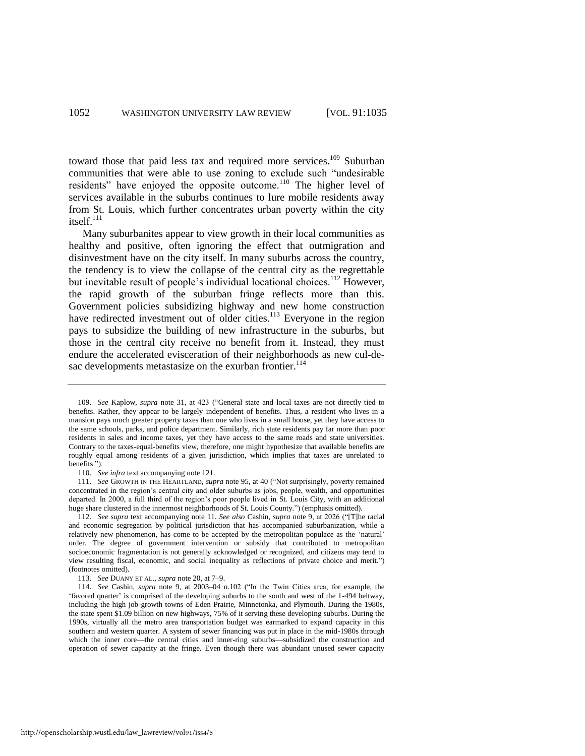toward those that paid less tax and required more services.[109] Suburban communities that were able to use zoning to exclude such "undesirable residents" have enjoyed the opposite outcome.[110] The higher level of services available in the suburbs continues to lure mobile residents away from St. Louis, which further concentrates urban poverty within the city itself.[111]

Many suburbanites appear to view growth in their local communities as healthy and positive, often ignoring the effect that outmigration and disinvestment have on the city itself. In many suburbs across the country, the tendency is to view the collapse of the central city as the regrettable but inevitable result of people's individual locational choices.[112] However, the rapid growth of the suburban fringe reflects more than this. Government policies subsidizing highway and new home construction have redirected investment out of older cities.[113] Everyone in the region pays to subsidize the building of new infrastructure in the suburbs, but those in the central city receive no benefit from it. Instead, they must endure the accelerated evisceration of their neighborhoods as new cul-de-sac developments metastasize on the exurban frontier.[114]

---

109. *See* Kaplow, *supra* note 31, at 423 ("General state and local taxes are not directly tied to benefits. Rather, they appear to be largely independent of benefits. Thus, a resident who lives in a mansion pays much greater property taxes than one who lives in a small house, yet they have access to the same schools, parks, and police department. Similarly, rich state residents pay far more than poor residents in sales and income taxes, yet they have access to the same roads and state universities. Contrary to the taxes-equal-benefits view, therefore, one might hypothesize that available benefits are roughly equal among residents of a given jurisdiction, which implies that taxes are unrelated to benefits.").

110. *See infra* text accompanying note 121.

111. *See* GROWTH IN THE HEARTLAND, *supra* note 95, at 40 ("Not surprisingly, poverty remained concentrated in the region's central city and older suburbs as jobs, people, wealth, and opportunities departed. In 2000, a full third of the region's poor people lived in St. Louis City, with an additional huge share clustered in the innermost neighborhoods of St. Louis County.") (emphasis omitted).

112. *See supra* text accompanying note 11. *See also* Cashin, *supra* note 9, at 2026 ("[T]he racial and economic segregation by political jurisdiction that has accompanied suburbanization, while a relatively new phenomenon, has come to be accepted by the metropolitan populace as the 'natural' order. The degree of government intervention or subsidy that contributed to metropolitan socioeconomic fragmentation is not generally acknowledged or recognized, and citizens may tend to view resulting fiscal, economic, and social inequality as reflections of private choice and merit.") (footnotes omitted).

113. *See* DUANY ET AL., *supra* note 20, at 7–9.

114. *See* Cashin, *supra* note 9, at 2003–04 n.102 ("In the Twin Cities area, for example, the 'favored quarter' is comprised of the developing suburbs to the south and west of the 1-494 beltway, including the high job-growth towns of Eden Prairie, Minnetonka, and Plymouth. During the 1980s, the state spent $1.09 billion on new highways, 75% of it serving these developing suburbs. During the 1990s, virtually all the metro area transportation budget was earmarked to expand capacity in this southern and western quarter. A system of sewer financing was put in place in the mid-1980s through which the inner core—the central cities and inner-ring suburbs—subsidized the construction and operation of sewer capacity at the fringe. Even though there was abundant unused sewer capacity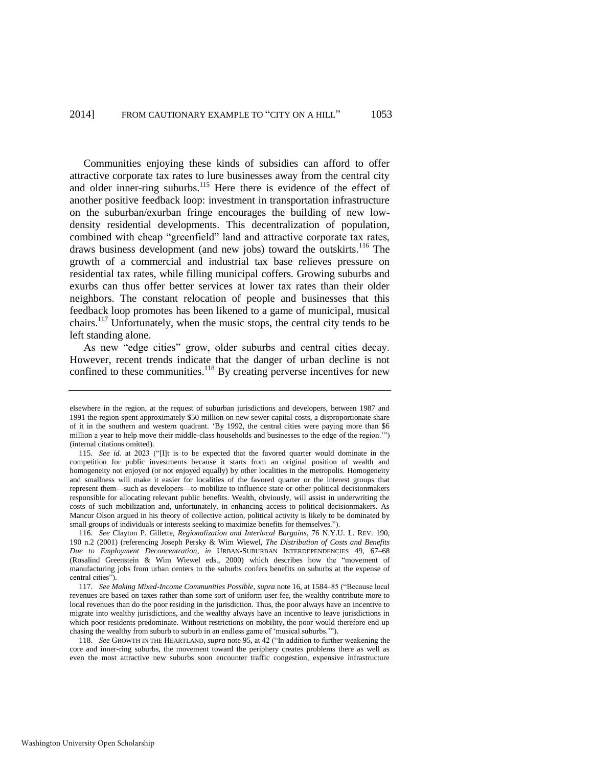Communities enjoying these kinds of subsidies can afford to offer attractive corporate tax rates to lure businesses away from the central city and older inner-ring suburbs.[115] Here there is evidence of the effect of another positive feedback loop: investment in transportation infrastructure on the suburban/exurban fringe encourages the building of new low-density residential developments. This decentralization of population, combined with cheap "greenfield" land and attractive corporate tax rates, draws business development (and new jobs) toward the outskirts.[116] The growth of a commercial and industrial tax base relieves pressure on residential tax rates, while filling municipal coffers. Growing suburbs and exurbs can thus offer better services at lower tax rates than their older neighbors. The constant relocation of people and businesses that this feedback loop promotes has been likened to a game of municipal, musical chairs.[117] Unfortunately, when the music stops, the central city tends to be left standing alone.

As new "edge cities" grow, older suburbs and central cities decay. However, recent trends indicate that the danger of urban decline is not confined to these communities.[118] By creating perverse incentives for new

---

elsewhere in the region, at the request of suburban jurisdictions and developers, between 1987 and 1991 the region spent approximately $50 million on new sewer capital costs, a disproportionate share of it in the southern and western quadrant. 'By 1992, the central cities were paying more than $6 million a year to help move their middle-class households and businesses to the edge of the region.'") (internal citations omitted).

115. *See id.* at 2023 ("[I]t is to be expected that the favored quarter would dominate in the competition for public investments because it starts from an original position of wealth and homogeneity not enjoyed (or not enjoyed equally) by other localities in the metropolis. Homogeneity and smallness will make it easier for localities of the favored quarter or the interest groups that represent them—such as developers—to mobilize to influence state or other political decisionmakers responsible for allocating relevant public benefits. Wealth, obviously, will assist in underwriting the costs of such mobilization and, unfortunately, in enhancing access to political decisionmakers. As Mancur Olson argued in his theory of collective action, political activity is likely to be dominated by small groups of individuals or interests seeking to maximize benefits for themselves.").

116. *See* Clayton P. Gillette, *Regionalization and Interlocal Bargains*, 76 N.Y.U. L. REV. 190, 190 n.2 (2001) (referencing Joseph Persky & Wim Wiewel, *The Distribution of Costs and Benefits Due to Employment Deconcentration*, *in* URBAN-SUBURBAN INTERDEPENDENCIES 49, 67–68 (Rosalind Greenstein & Wim Wiewel eds., 2000) which describes how the "movement of manufacturing jobs from urban centers to the suburbs confers benefits on suburbs at the expense of central cities").

117. *See Making Mixed-Income Communities Possible*, *supra* note 16, at 1584–85 ("Because local revenues are based on taxes rather than some sort of uniform user fee, the wealthy contribute more to local revenues than do the poor residing in the jurisdiction. Thus, the poor always have an incentive to migrate into wealthy jurisdictions, and the wealthy always have an incentive to leave jurisdictions in which poor residents predominate. Without restrictions on mobility, the poor would therefore end up chasing the wealthy from suburb to suburb in an endless game of 'musical suburbs.'").

118. *See* GROWTH IN THE HEARTLAND, *supra* note 95, at 42 ("In addition to further weakening the core and inner-ring suburbs, the movement toward the periphery creates problems there as well as even the most attractive new suburbs soon encounter traffic congestion, expensive infrastructure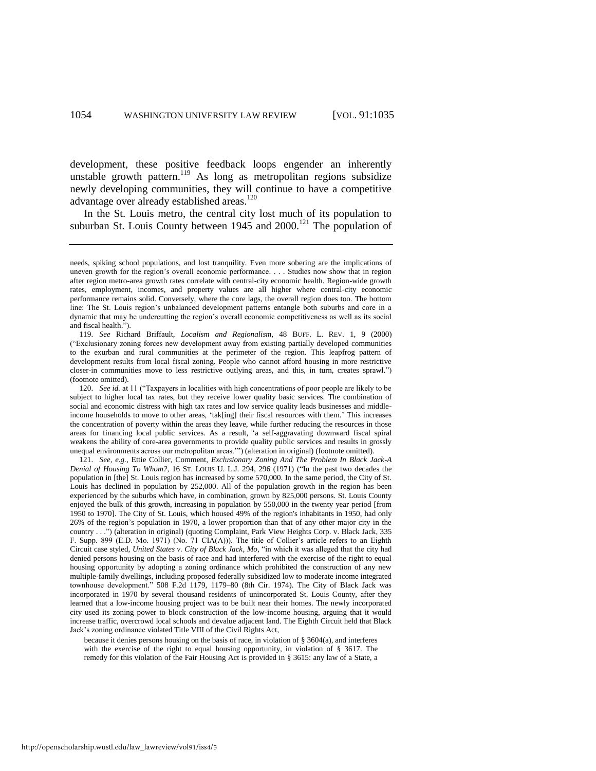development, these positive feedback loops engender an inherently unstable growth pattern.[119] As long as metropolitan regions subsidize newly developing communities, they will continue to have a competitive advantage over already established areas.[120]

In the St. Louis metro, the central city lost much of its population to suburban St. Louis County between 1945 and 2000.[121] The population of

---

needs, spiking school populations, and lost tranquility. Even more sobering are the implications of uneven growth for the region's overall economic performance. . . . Studies now show that in region after region metro-area growth rates correlate with central-city economic health. Region-wide growth rates, employment, incomes, and property values are all higher where central-city economic performance remains solid. Conversely, where the core lags, the overall region does too. The bottom line: The St. Louis region's unbalanced development patterns entangle both suburbs and core in a dynamic that may be undercutting the region's overall economic competitiveness as well as its social and fiscal health.").

119. *See* Richard Briffault, *Localism and Regionalism*, 48 BUFF. L. REV. 1, 9 (2000) ("Exclusionary zoning forces new development away from existing partially developed communities to the exurban and rural communities at the perimeter of the region. This leapfrog pattern of development results from local fiscal zoning. People who cannot afford housing in more restrictive closer-in communities move to less restrictive outlying areas, and this, in turn, creates sprawl.") (footnote omitted).

120. *See id.* at 11 ("Taxpayers in localities with high concentrations of poor people are likely to be subject to higher local tax rates, but they receive lower quality basic services. The combination of social and economic distress with high tax rates and low service quality leads businesses and middle-income households to move to other areas, 'tak[ing] their fiscal resources with them.' This increases the concentration of poverty within the areas they leave, while further reducing the resources in those areas for financing local public services. As a result, 'a self-aggravating downward fiscal spiral weakens the ability of core-area governments to provide quality public services and results in grossly unequal environments across our metropolitan areas.'") (alteration in original) (footnote omitted).

121. *See, e.g.*, Ettie Collier, Comment, *Exclusionary Zoning And The Problem In Black Jack-A Denial of Housing To Whom?*, 16 ST. LOUIS U. L.J. 294, 296 (1971) ("In the past two decades the population in [the] St. Louis region has increased by some 570,000. In the same period, the City of St. Louis has declined in population by 252,000. All of the population growth in the region has been experienced by the suburbs which have, in combination, grown by 825,000 persons. St. Louis County enjoyed the bulk of this growth, increasing in population by 550,000 in the twenty year period [from 1950 to 1970]. The City of St. Louis, which housed 49% of the region's inhabitants in 1950, had only 26% of the region's population in 1970, a lower proportion than that of any other major city in the country . . .") (alteration in original) (quoting Complaint, Park View Heights Corp. v. Black Jack, 335 F. Supp. 899 (E.D. Mo. 1971) (No. 71 CIA(A))). The title of Collier's article refers to an Eighth Circuit case styled, *United States v. City of Black Jack, Mo*, "in which it was alleged that the city had denied persons housing on the basis of race and had interfered with the exercise of the right to equal housing opportunity by adopting a zoning ordinance which prohibited the construction of any new multiple-family dwellings, including proposed federally subsidized low to moderate income integrated townhouse development." 508 F.2d 1179, 1179–80 (8th Cir. 1974). The City of Black Jack was incorporated in 1970 by several thousand residents of unincorporated St. Louis County, after they learned that a low-income housing project was to be built near their homes. The newly incorporated city used its zoning power to block construction of the low-income housing, arguing that it would increase traffic, overcrowd local schools and devalue adjacent land. The Eighth Circuit held that Black Jack's zoning ordinance violated Title VIII of the Civil Rights Act,

> because it denies persons housing on the basis of race, in violation of § 3604(a), and interferes with the exercise of the right to equal housing opportunity, in violation of § 3617. The remedy for this violation of the Fair Housing Act is provided in § 3615: any law of a State, a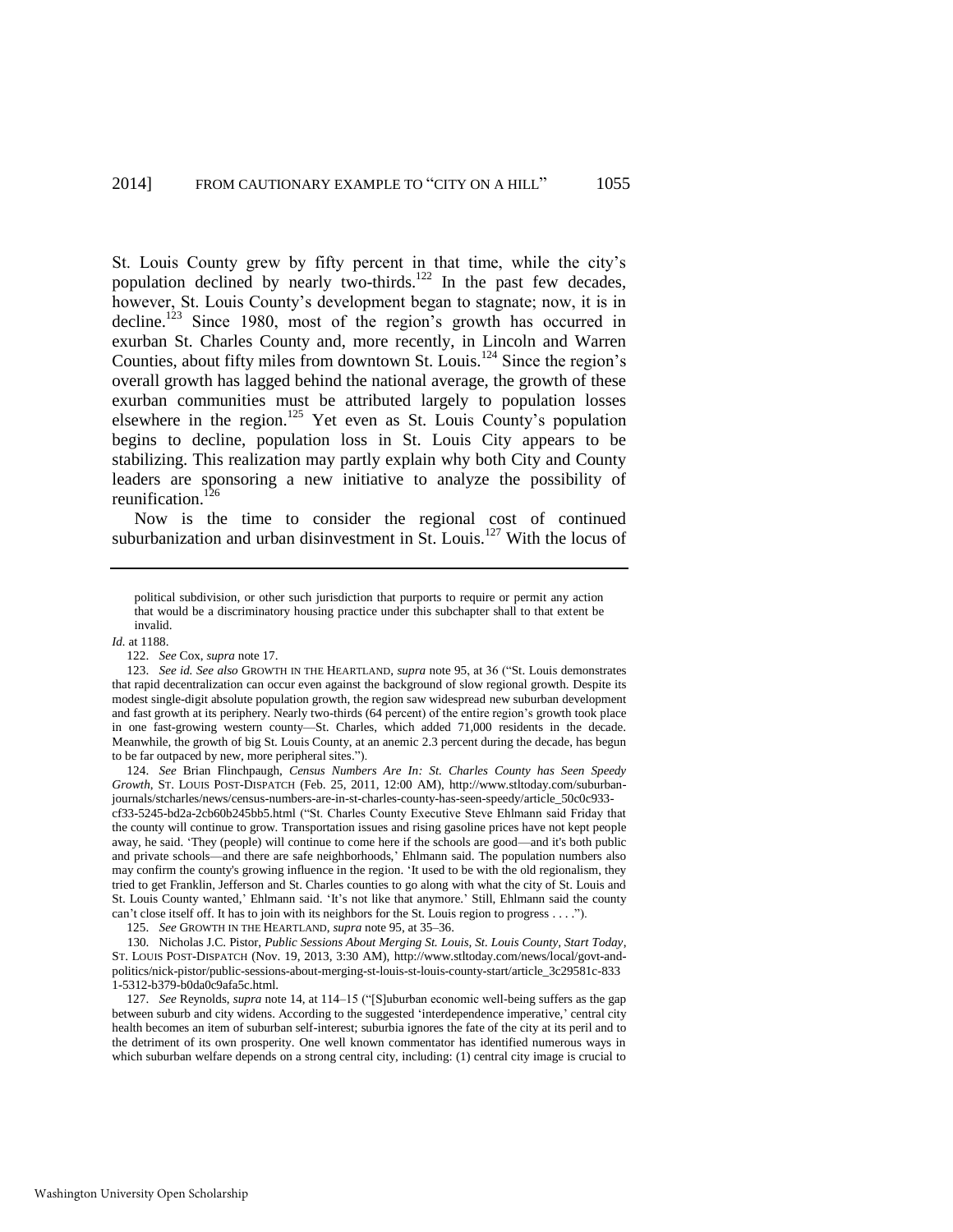St. Louis County grew by fifty percent in that time, while the city's population declined by nearly two-thirds.[122] In the past few decades, however, St. Louis County's development began to stagnate; now, it is in decline.[123] Since 1980, most of the region's growth has occurred in exurban St. Charles County and, more recently, in Lincoln and Warren Counties, about fifty miles from downtown St. Louis.[124] Since the region's overall growth has lagged behind the national average, the growth of these exurban communities must be attributed largely to population losses elsewhere in the region.[125] Yet even as St. Louis County's population begins to decline, population loss in St. Louis City appears to be stabilizing. This realization may partly explain why both City and County leaders are sponsoring a new initiative to analyze the possibility of reunification.[126]

Now is the time to consider the regional cost of continued suburbanization and urban disinvestment in St. Louis.[127] With the locus of

---

political subdivision, or other such jurisdiction that purports to require or permit any action that would be a discriminatory housing practice under this subchapter shall to that extent be invalid.

*Id.* at 1188.

122. *See* Cox, *supra* note 17.

123. *See id. See also* GROWTH IN THE HEARTLAND, *supra* note 95, at 36 ("St. Louis demonstrates that rapid decentralization can occur even against the background of slow regional growth. Despite its modest single-digit absolute population growth, the region saw widespread new suburban development and fast growth at its periphery. Nearly two-thirds (64 percent) of the entire region's growth took place in one fast-growing western county—St. Charles, which added 71,000 residents in the decade. Meanwhile, the growth of big St. Louis County, at an anemic 2.3 percent during the decade, has begun to be far outpaced by new, more peripheral sites.").

124. *See* Brian Flinchpaugh, *Census Numbers Are In: St. Charles County has Seen Speedy Growth*, ST. LOUIS POST-DISPATCH (Feb. 25, 2011, 12:00 AM), http://www.stltoday.com/suburban-journals/stcharles/news/census-numbers-are-in-st-charles-county-has-seen-speedy/article_50c0c933-cf33-5245-bd2a-2cb60b245bb5.html ("St. Charles County Executive Steve Ehlmann said Friday that the county will continue to grow. Transportation issues and rising gasoline prices have not kept people away, he said. 'They (people) will continue to come here if the schools are good—and it's both public and private schools—and there are safe neighborhoods,' Ehlmann said. The population numbers also may confirm the county's growing influence in the region. 'It used to be with the old regionalism, they tried to get Franklin, Jefferson and St. Charles counties to go along with what the city of St. Louis and St. Louis County wanted,' Ehlmann said. 'It's not like that anymore.' Still, Ehlmann said the county can't close itself off. It has to join with its neighbors for the St. Louis region to progress . . . .").

125. *See* GROWTH IN THE HEARTLAND, *supra* note 95, at 35–36.

130. Nicholas J.C. Pistor, *Public Sessions About Merging St. Louis, St. Louis County, Start Today*, ST. LOUIS POST-DISPATCH (Nov. 19, 2013, 3:30 AM), http://www.stltoday.com/news/local/govt-and-politics/nick-pistor/public-sessions-about-merging-st-louis-st-louis-county-start/article_3c29581c-8331-5312-b379-b0da0c9afa5c.html.

127. *See* Reynolds, *supra* note 14, at 114–15 ("[S]uburban economic well-being suffers as the gap between suburb and city widens. According to the suggested 'interdependence imperative,' central city health becomes an item of suburban self-interest; suburbia ignores the fate of the city at its peril and to the detriment of its own prosperity. One well known commentator has identified numerous ways in which suburban welfare depends on a strong central city, including: (1) central city image is crucial to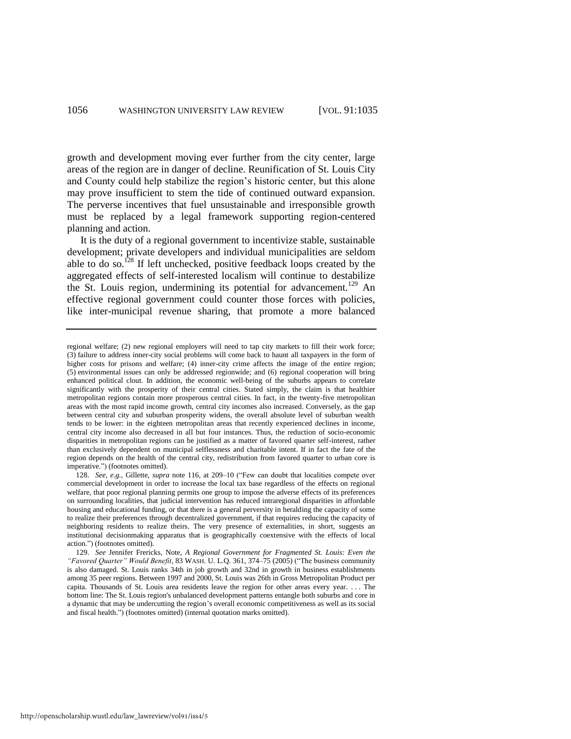growth and development moving ever further from the city center, large areas of the region are in danger of decline. Reunification of St. Louis City and County could help stabilize the region's historic center, but this alone may prove insufficient to stem the tide of continued outward expansion. The perverse incentives that fuel unsustainable and irresponsible growth must be replaced by a legal framework supporting region-centered planning and action.

It is the duty of a regional government to incentivize stable, sustainable development; private developers and individual municipalities are seldom able to do so.[128] If left unchecked, positive feedback loops created by the aggregated effects of self-interested localism will continue to destabilize the St. Louis region, undermining its potential for advancement.[129] An effective regional government could counter those forces with policies, like inter-municipal revenue sharing, that promote a more balanced

---

regional welfare; (2) new regional employers will need to tap city markets to fill their work force; (3) failure to address inner-city social problems will come back to haunt all taxpayers in the form of higher costs for prisons and welfare; (4) inner-city crime affects the image of the entire region; (5) environmental issues can only be addressed regionwide; and (6) regional cooperation will bring enhanced political clout. In addition, the economic well-being of the suburbs appears to correlate significantly with the prosperity of their central cities. Stated simply, the claim is that healthier metropolitan regions contain more prosperous central cities. In fact, in the twenty-five metropolitan areas with the most rapid income growth, central city incomes also increased. Conversely, as the gap between central city and suburban prosperity widens, the overall absolute level of suburban wealth tends to be lower: in the eighteen metropolitan areas that recently experienced declines in income, central city income also decreased in all but four instances. Thus, the reduction of socio-economic disparities in metropolitan regions can be justified as a matter of favored quarter self-interest, rather than exclusively dependent on municipal selflessness and charitable intent. If in fact the fate of the region depends on the health of the central city, redistribution from favored quarter to urban core is imperative.") (footnotes omitted).

128. *See, e.g.*, Gillette, *supra* note 116, at 209–10 ("Few can doubt that localities compete over commercial development in order to increase the local tax base regardless of the effects on regional welfare, that poor regional planning permits one group to impose the adverse effects of its preferences on surrounding localities, that judicial intervention has reduced intraregional disparities in affordable housing and educational funding, or that there is a general perversity in heralding the capacity of some to realize their preferences through decentralized government, if that requires reducing the capacity of neighboring residents to realize theirs. The very presence of externalities, in short, suggests an institutional decisionmaking apparatus that is geographically coextensive with the effects of local action.") (footnotes omitted).

129. *See* Jennifer Frericks, Note, *A Regional Government for Fragmented St. Louis: Even the "Favored Quarter" Would Benefit*, 83 WASH. U. L.Q. 361, 374–75 (2005) ("The business community is also damaged. St. Louis ranks 34th in job growth and 32nd in growth in business establishments among 35 peer regions. Between 1997 and 2000, St. Louis was 26th in Gross Metropolitan Product per capita. Thousands of St. Louis area residents leave the region for other areas every year. . . . The bottom line: The St. Louis region's unbalanced development patterns entangle both suburbs and core in a dynamic that may be undercutting the region's overall economic competitiveness as well as its social and fiscal health.") (footnotes omitted) (internal quotation marks omitted).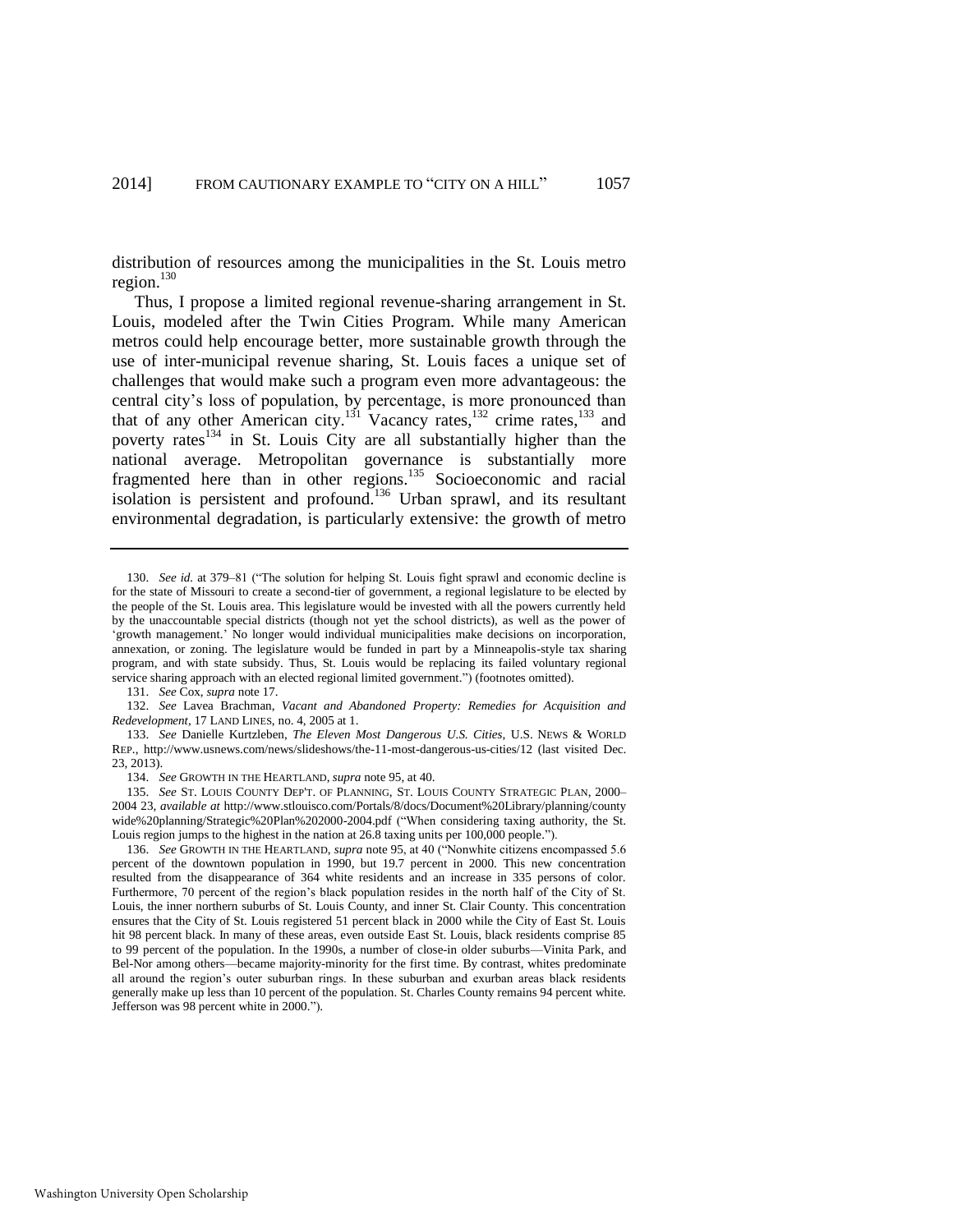distribution of resources among the municipalities in the St. Louis metro region.[130]

Thus, I propose a limited regional revenue-sharing arrangement in St. Louis, modeled after the Twin Cities Program. While many American metros could help encourage better, more sustainable growth through the use of inter-municipal revenue sharing, St. Louis faces a unique set of challenges that would make such a program even more advantageous: the central city's loss of population, by percentage, is more pronounced than that of any other American city.[131] Vacancy rates,[132] crime rates,[133] and poverty rates[134] in St. Louis City are all substantially higher than the national average. Metropolitan governance is substantially more fragmented here than in other regions.[135] Socioeconomic and racial isolation is persistent and profound.[136] Urban sprawl, and its resultant environmental degradation, is particularly extensive: the growth of metro

---

130. *See id.* at 379–81 ("The solution for helping St. Louis fight sprawl and economic decline is for the state of Missouri to create a second-tier of government, a regional legislature to be elected by the people of the St. Louis area. This legislature would be invested with all the powers currently held by the unaccountable special districts (though not yet the school districts), as well as the power of 'growth management.' No longer would individual municipalities make decisions on incorporation, annexation, or zoning. The legislature would be funded in part by a Minneapolis-style tax sharing program, and with state subsidy. Thus, St. Louis would be replacing its failed voluntary regional service sharing approach with an elected regional limited government.") (footnotes omitted).

131. *See* Cox, *supra* note 17.

132. *See* Lavea Brachman, *Vacant and Abandoned Property: Remedies for Acquisition and Redevelopment*, 17 LAND LINES, no. 4, 2005 at 1.

133. *See* Danielle Kurtzleben, *The Eleven Most Dangerous U.S. Cities*, U.S. NEWS & WORLD REP., http://www.usnews.com/news/slideshows/the-11-most-dangerous-us-cities/12 (last visited Dec. 23, 2013).

134. *See* GROWTH IN THE HEARTLAND, *supra* note 95, at 40.

135. *See* ST. LOUIS COUNTY DEP'T. OF PLANNING, ST. LOUIS COUNTY STRATEGIC PLAN, 2000–2004 23, *available at* http://www.stlouisco.com/Portals/8/docs/Document%20Library/planning/countywide%20planning/Strategic%20Plan%202000-2004.pdf ("When considering taxing authority, the St. Louis region jumps to the highest in the nation at 26.8 taxing units per 100,000 people.").

136. *See* GROWTH IN THE HEARTLAND, *supra* note 95, at 40 ("Nonwhite citizens encompassed 5.6 percent of the downtown population in 1990, but 19.7 percent in 2000. This new concentration resulted from the disappearance of 364 white residents and an increase in 335 persons of color. Furthermore, 70 percent of the region's black population resides in the north half of the City of St. Louis, the inner northern suburbs of St. Louis County, and inner St. Clair County. This concentration ensures that the City of St. Louis registered 51 percent black in 2000 while the City of East St. Louis hit 98 percent black. In many of these areas, even outside East St. Louis, black residents comprise 85 to 99 percent of the population. In the 1990s, a number of close-in older suburbs—Vinita Park, and Bel-Nor among others—became majority-minority for the first time. By contrast, whites predominate all around the region's outer suburban rings. In these suburban and exurban areas black residents generally make up less than 10 percent of the population. St. Charles County remains 94 percent white. Jefferson was 98 percent white in 2000.").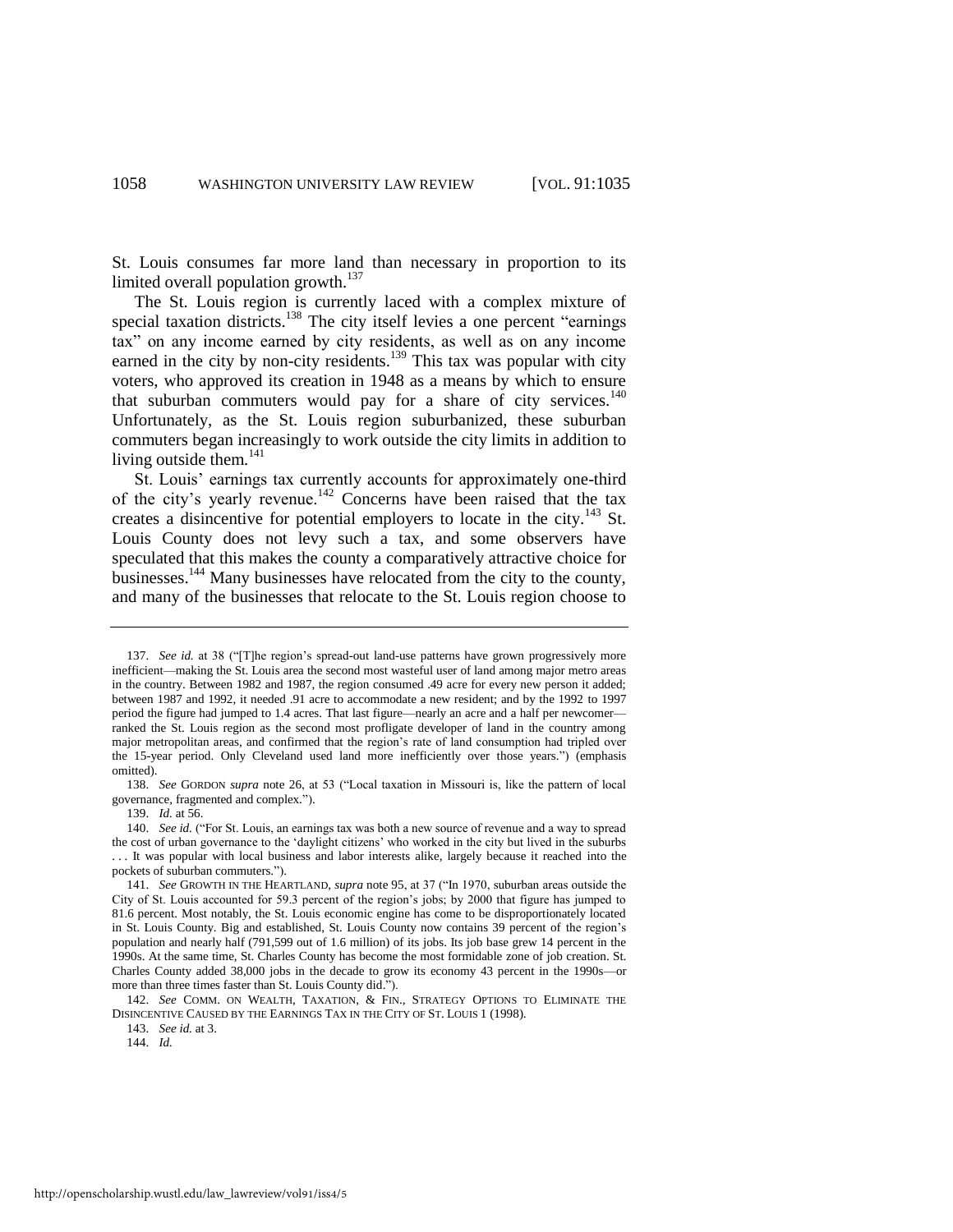St. Louis consumes far more land than necessary in proportion to its limited overall population growth.[137]

The St. Louis region is currently laced with a complex mixture of special taxation districts.[138] The city itself levies a one percent "earnings tax" on any income earned by city residents, as well as on any income earned in the city by non-city residents.[139] This tax was popular with city voters, who approved its creation in 1948 as a means by which to ensure that suburban commuters would pay for a share of city services.[140] Unfortunately, as the St. Louis region suburbanized, these suburban commuters began increasingly to work outside the city limits in addition to living outside them.[141]

St. Louis' earnings tax currently accounts for approximately one-third of the city's yearly revenue.[142] Concerns have been raised that the tax creates a disincentive for potential employers to locate in the city.[143] St. Louis County does not levy such a tax, and some observers have speculated that this makes the county a comparatively attractive choice for businesses.[144] Many businesses have relocated from the city to the county, and many of the businesses that relocate to the St. Louis region choose to

---

137. *See id.* at 38 ("[T]he region's spread-out land-use patterns have grown progressively more inefficient—making the St. Louis area the second most wasteful user of land among major metro areas in the country. Between 1982 and 1987, the region consumed .49 acre for every new person it added; between 1987 and 1992, it needed .91 acre to accommodate a new resident; and by the 1992 to 1997 period the figure had jumped to 1.4 acres. That last figure—nearly an acre and a half per newcomer—ranked the St. Louis region as the second most profligate developer of land in the country among major metropolitan areas, and confirmed that the region's rate of land consumption had tripled over the 15-year period. Only Cleveland used land more inefficiently over those years.") (emphasis omitted).

138. *See* GORDON *supra* note 26, at 53 ("Local taxation in Missouri is, like the pattern of local governance, fragmented and complex.").

139. *Id.* at 56.

140. *See id.* ("For St. Louis, an earnings tax was both a new source of revenue and a way to spread the cost of urban governance to the 'daylight citizens' who worked in the city but lived in the suburbs . . . It was popular with local business and labor interests alike, largely because it reached into the pockets of suburban commuters.").

141. *See* GROWTH IN THE HEARTLAND, *supra* note 95, at 37 ("In 1970, suburban areas outside the City of St. Louis accounted for 59.3 percent of the region's jobs; by 2000 that figure has jumped to 81.6 percent. Most notably, the St. Louis economic engine has come to be disproportionately located in St. Louis County. Big and established, St. Louis County now contains 39 percent of the region's population and nearly half (791,599 out of 1.6 million) of its jobs. Its job base grew 14 percent in the 1990s. At the same time, St. Charles County has become the most formidable zone of job creation. St. Charles County added 38,000 jobs in the decade to grow its economy 43 percent in the 1990s—or more than three times faster than St. Louis County did.").

142. *See* COMM. ON WEALTH, TAXATION, & FIN., STRATEGY OPTIONS TO ELIMINATE THE DISINCENTIVE CAUSED BY THE EARNINGS TAX IN THE CITY OF ST. LOUIS 1 (1998).

143. *See id.* at 3.

144. *Id.*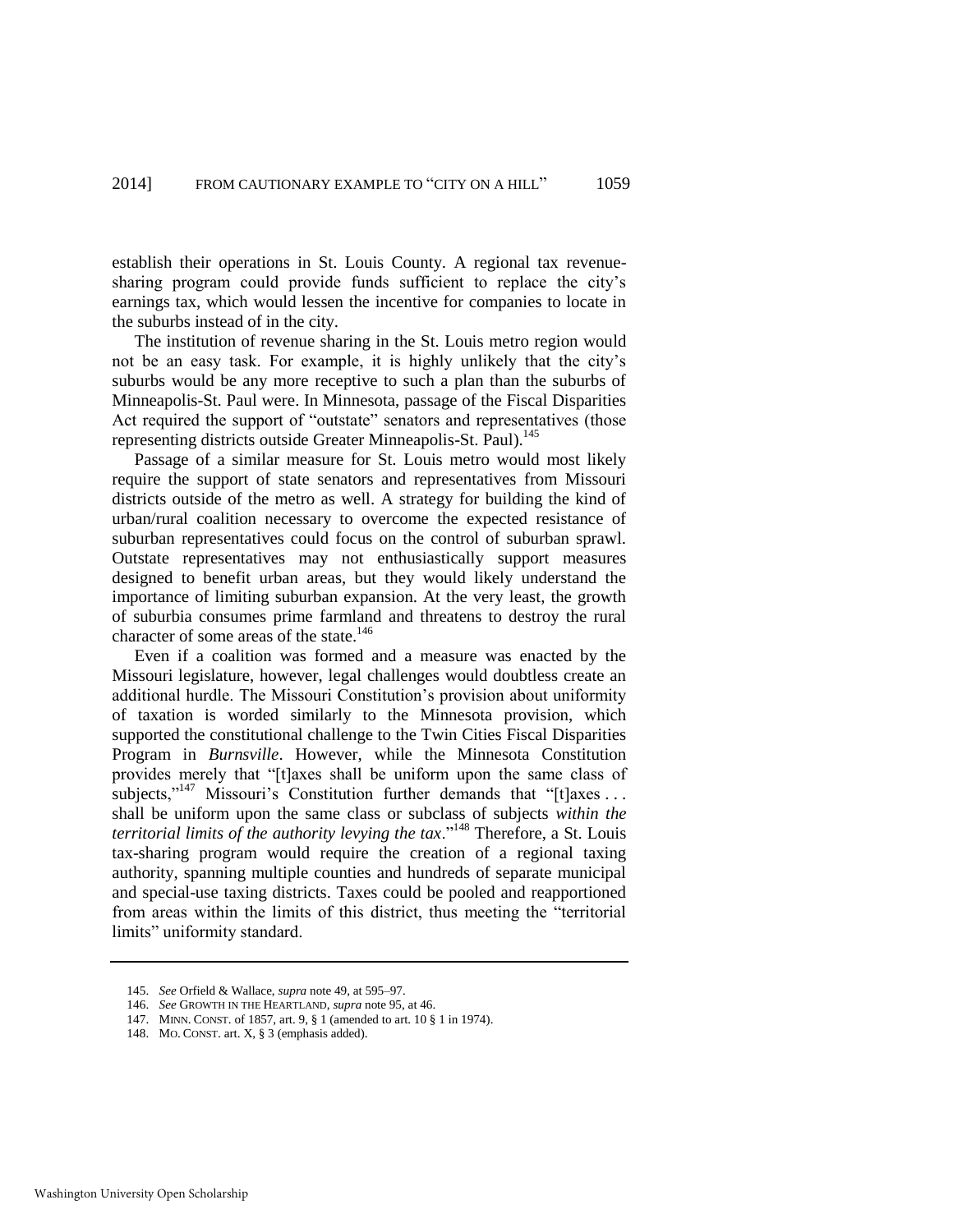establish their operations in St. Louis County. A regional tax revenue-sharing program could provide funds sufficient to replace the city's earnings tax, which would lessen the incentive for companies to locate in the suburbs instead of in the city.

The institution of revenue sharing in the St. Louis metro region would not be an easy task. For example, it is highly unlikely that the city's suburbs would be any more receptive to such a plan than the suburbs of Minneapolis-St. Paul were. In Minnesota, passage of the Fiscal Disparities Act required the support of "outstate" senators and representatives (those representing districts outside Greater Minneapolis-St. Paul).[145]

Passage of a similar measure for St. Louis metro would most likely require the support of state senators and representatives from Missouri districts outside of the metro as well. A strategy for building the kind of urban/rural coalition necessary to overcome the expected resistance of suburban representatives could focus on the control of suburban sprawl. Outstate representatives may not enthusiastically support measures designed to benefit urban areas, but they would likely understand the importance of limiting suburban expansion. At the very least, the growth of suburbia consumes prime farmland and threatens to destroy the rural character of some areas of the state.[146]

Even if a coalition was formed and a measure was enacted by the Missouri legislature, however, legal challenges would doubtless create an additional hurdle. The Missouri Constitution's provision about uniformity of taxation is worded similarly to the Minnesota provision, which supported the constitutional challenge to the Twin Cities Fiscal Disparities Program in *Burnsville*. However, while the Minnesota Constitution provides merely that "[t]axes shall be uniform upon the same class of subjects,"[147] Missouri's Constitution further demands that "[t]axes . . . shall be uniform upon the same class or subclass of subjects *within the territorial limits of the authority levying the tax*."[148] Therefore, a St. Louis tax-sharing program would require the creation of a regional taxing authority, spanning multiple counties and hundreds of separate municipal and special-use taxing districts. Taxes could be pooled and reapportioned from areas within the limits of this district, thus meeting the "territorial limits" uniformity standard.

---

145. *See* Orfield & Wallace, *supra* note 49, at 595–97.

146. *See* GROWTH IN THE HEARTLAND, *supra* note 95, at 46.

147. MINN. CONST. of 1857, art. 9, § 1 (amended to art. 10 § 1 in 1974).

148. MO. CONST. art. X, § 3 (emphasis added).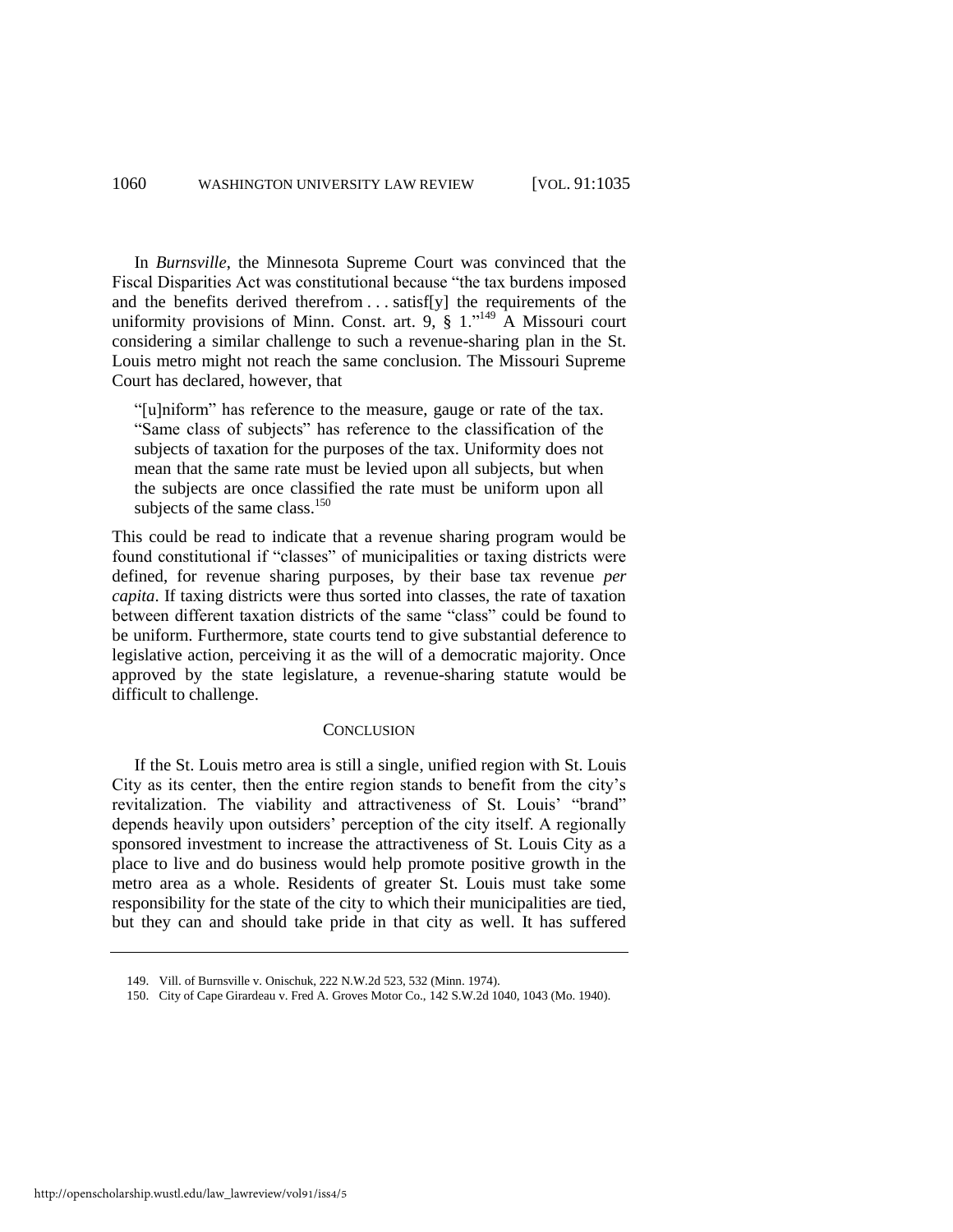In *Burnsville*, the Minnesota Supreme Court was convinced that the Fiscal Disparities Act was constitutional because "the tax burdens imposed and the benefits derived therefrom . . . satisf[y] the requirements of the uniformity provisions of Minn. Const. art. 9, § 1."[149] A Missouri court considering a similar challenge to such a revenue-sharing plan in the St. Louis metro might not reach the same conclusion. The Missouri Supreme Court has declared, however, that

> "[u]niform" has reference to the measure, gauge or rate of the tax. "Same class of subjects" has reference to the classification of the subjects of taxation for the purposes of the tax. Uniformity does not mean that the same rate must be levied upon all subjects, but when the subjects are once classified the rate must be uniform upon all subjects of the same class.[150]

This could be read to indicate that a revenue sharing program would be found constitutional if "classes" of municipalities or taxing districts were defined, for revenue sharing purposes, by their base tax revenue *per capita*. If taxing districts were thus sorted into classes, the rate of taxation between different taxation districts of the same "class" could be found to be uniform. Furthermore, state courts tend to give substantial deference to legislative action, perceiving it as the will of a democratic majority. Once approved by the state legislature, a revenue-sharing statute would be difficult to challenge.

## CONCLUSION

If the St. Louis metro area is still a single, unified region with St. Louis City as its center, then the entire region stands to benefit from the city's revitalization. The viability and attractiveness of St. Louis' "brand" depends heavily upon outsiders' perception of the city itself. A regionally sponsored investment to increase the attractiveness of St. Louis City as a place to live and do business would help promote positive growth in the metro area as a whole. Residents of greater St. Louis must take some responsibility for the state of the city to which their municipalities are tied, but they can and should take pride in that city as well. It has suffered

---

149. Vill. of Burnsville v. Onischuk, 222 N.W.2d 523, 532 (Minn. 1974).

150. City of Cape Girardeau v. Fred A. Groves Motor Co., 142 S.W.2d 1040, 1043 (Mo. 1940).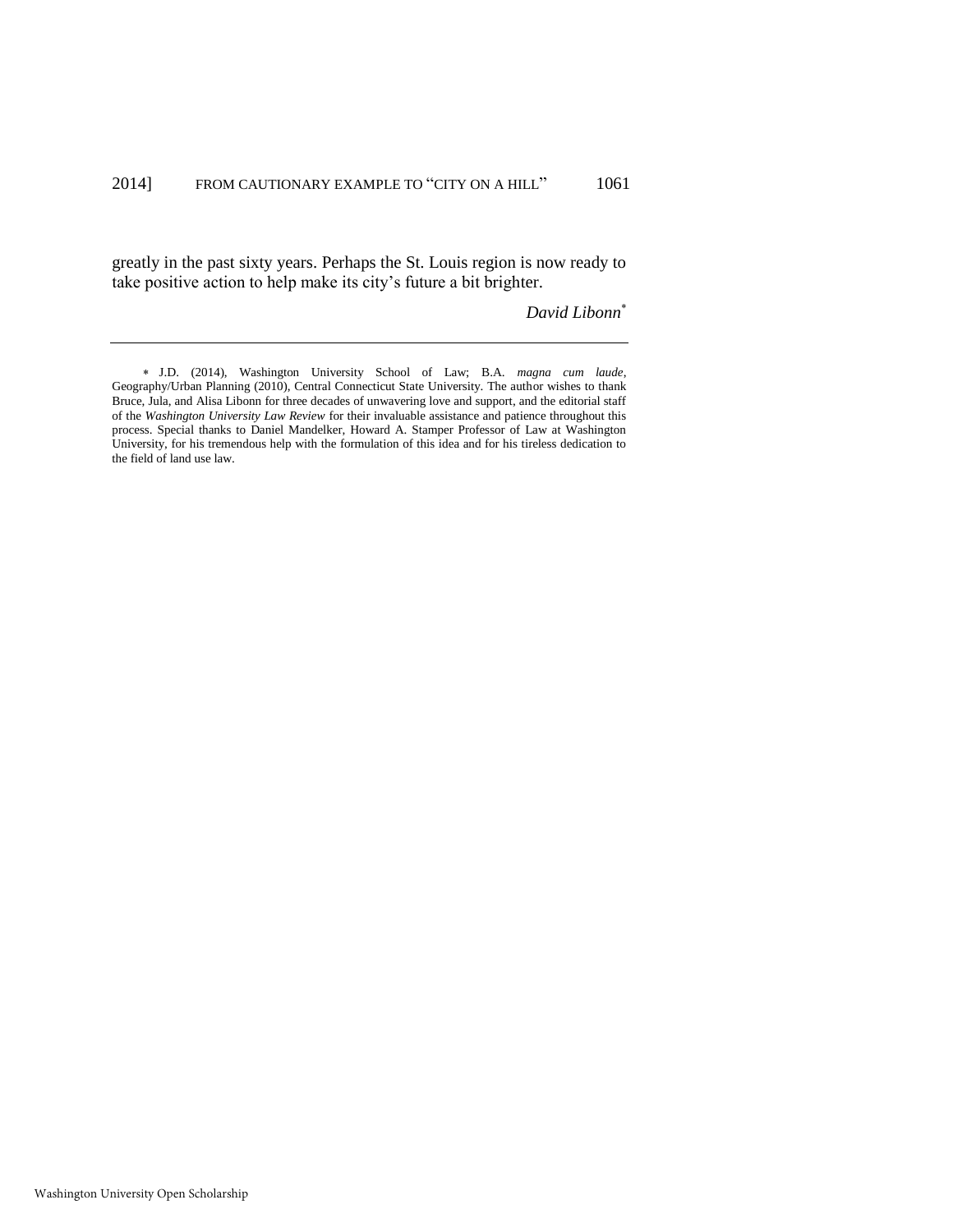greatly in the past sixty years. Perhaps the St. Louis region is now ready to take positive action to help make its city's future a bit brighter.

*David Libonn*[*]

---

[*] J.D. (2014), Washington University School of Law; B.A. *magna cum laude*, Geography/Urban Planning (2010), Central Connecticut State University. The author wishes to thank Bruce, Jula, and Alisa Libonn for three decades of unwavering love and support, and the editorial staff of the *Washington University Law Review* for their invaluable assistance and patience throughout this process. Special thanks to Daniel Mandelker, Howard A. Stamper Professor of Law at Washington University, for his tremendous help with the formulation of this idea and for his tireless dedication to the field of land use law.